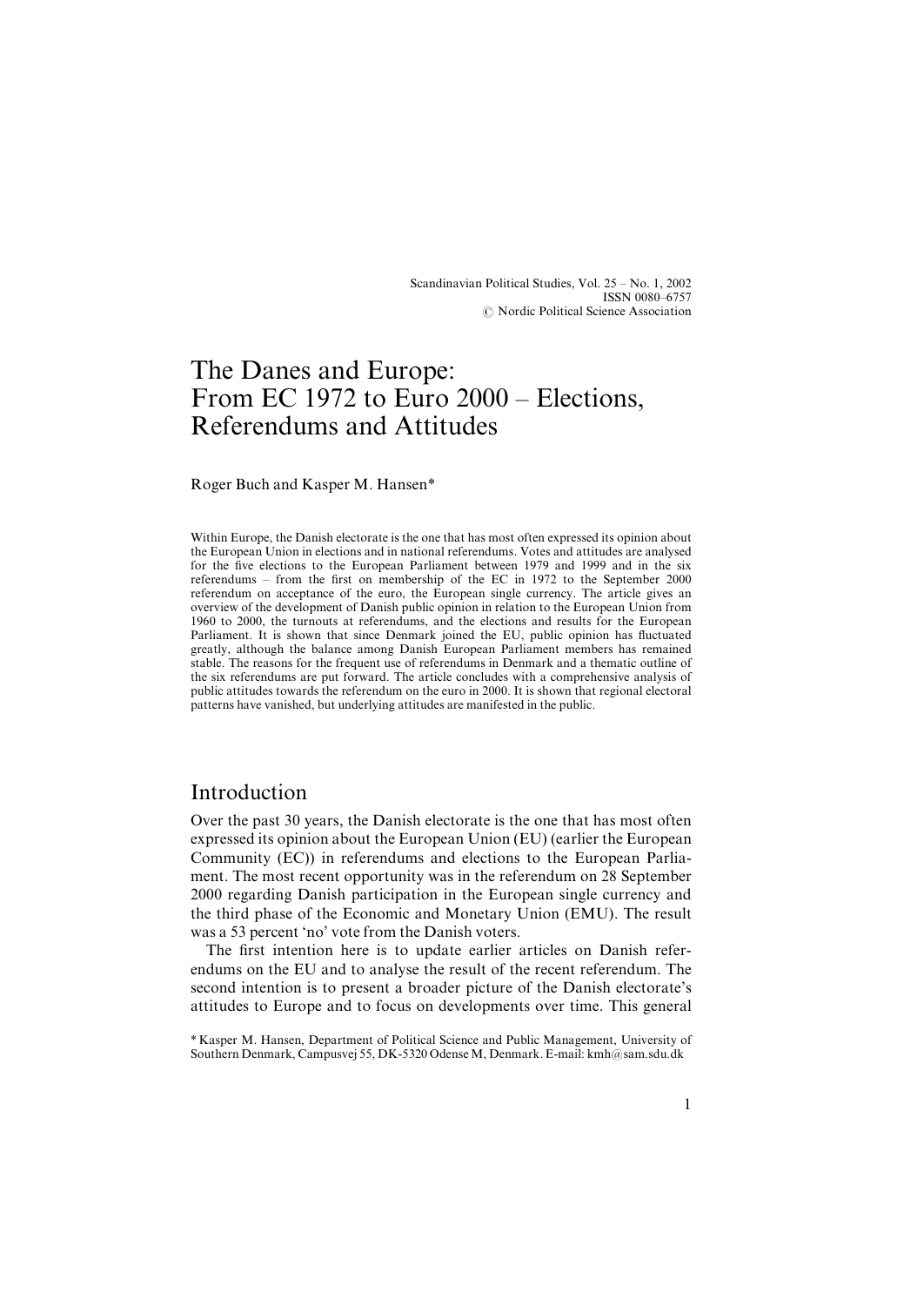# The Danes and Europe: From EC 1972 to Euro 2000 – Elections, Referendums and Attitudes

Roger Buch and Kasper M. Hansen*

Within Europe, the Danish electorate is the one that has most often expressed its opinion about the European Union in elections and in national referendums. Votes and attitudes are analysed for the five elections to the European Parliament between 1979 and 1999 and in the six referendums – from the first on membership of the EC in 1972 to the September 2000 referendum on acceptance of the euro, the European single currency. The article gives an overview of the development of Danish public opinion in relation to the European Union from 1960 to 2000, the turnouts at referendums, and the elections and results for the European Parliament. It is shown that since Denmark joined the EU, public opinion has fluctuated greatly, although the balance among Danish European Parliament members has remained stable. The reasons for the frequent use of referendums in Denmark and a thematic outline of the six referendums are put forward. The article concludes with a comprehensive analysis of public attitudes towards the referendum on the euro in 2000. It is shown that regional electoral patterns have vanished, but underlying attitudes are manifested in the public.

## Introduction

Over the past 30 years, the Danish electorate is the one that has most often expressed its opinion about the European Union (EU) (earlier the European Community (EC)) in referendums and elections to the European Parliament. The most recent opportunity was in the referendum on 28 September 2000 regarding Danish participation in the European single currency and the third phase of the Economic and Monetary Union (EMU). The result was a 53 percent 'no' vote from the Danish voters.

The first intention here is to update earlier articles on Danish referendums on the EU and to analyse the result of the recent referendum. The second intention is to present a broader picture of the Danish electorate's attitudes to Europe and to focus on developments over time. This general

* Kasper M. Hansen, Department of Political Science and Public Management, University of Southern Denmark, Campusvej 55, DK-5320 Odense M, Denmark. E-mail: kmh@sam.sdu.dk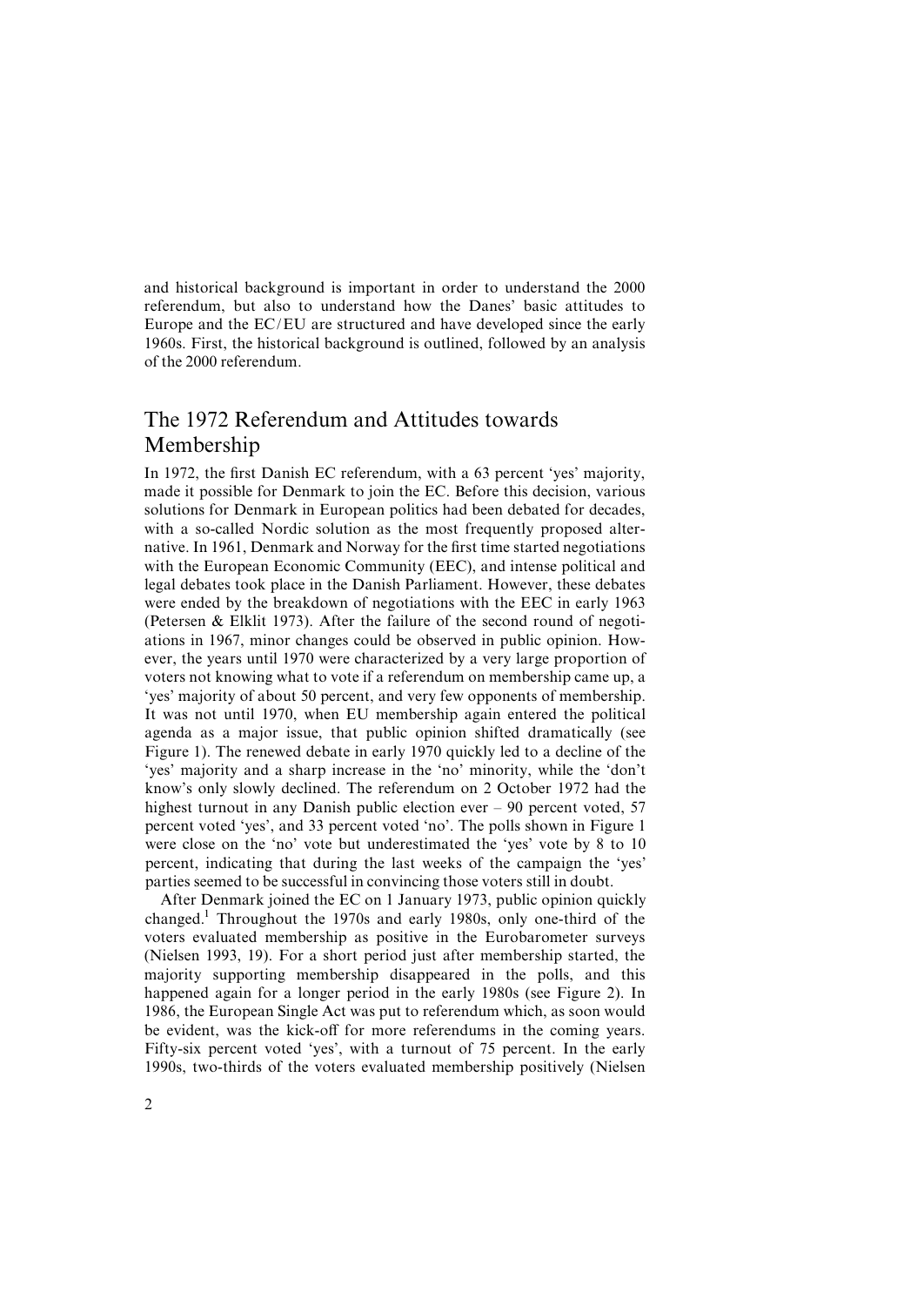and historical background is important in order to understand the 2000 referendum, but also to understand how the Danes' basic attitudes to Europe and the EC/EU are structured and have developed since the early 1960s. First, the historical background is outlined, followed by an analysis of the 2000 referendum.

## The 1972 Referendum and Attitudes towards Membership

In 1972, the first Danish EC referendum, with a 63 percent 'yes' majority, made it possible for Denmark to join the EC. Before this decision, various solutions for Denmark in European politics had been debated for decades, with a so-called Nordic solution as the most frequently proposed alternative. In 1961, Denmark and Norway for the first time started negotiations with the European Economic Community (EEC), and intense political and legal debates took place in the Danish Parliament. However, these debates were ended by the breakdown of negotiations with the EEC in early 1963 (Petersen & Elklit 1973). After the failure of the second round of negotiations in 1967, minor changes could be observed in public opinion. However, the years until 1970 were characterized by a very large proportion of voters not knowing what to vote if a referendum on membership came up, a 'yes' majority of about 50 percent, and very few opponents of membership. It was not until 1970, when EU membership again entered the political agenda as a major issue, that public opinion shifted dramatically (see Figure 1). The renewed debate in early 1970 quickly led to a decline of the 'yes' majority and a sharp increase in the 'no' minority, while the 'don't know's only slowly declined. The referendum on 2 October 1972 had the highest turnout in any Danish public election ever – 90 percent voted, 57 percent voted 'yes', and 33 percent voted 'no'. The polls shown in Figure 1 were close on the 'no' vote but underestimated the 'yes' vote by 8 to 10 percent, indicating that during the last weeks of the campaign the 'yes' parties seemed to be successful in convincing those voters still in doubt.

After Denmark joined the EC on 1 January 1973, public opinion quickly changed.[1] Throughout the 1970s and early 1980s, only one-third of the voters evaluated membership as positive in the Eurobarometer surveys (Nielsen 1993, 19). For a short period just after membership started, the majority supporting membership disappeared in the polls, and this happened again for a longer period in the early 1980s (see Figure 2). In 1986, the European Single Act was put to referendum which, as soon would be evident, was the kick-off for more referendums in the coming years. Fifty-six percent voted 'yes', with a turnout of 75 percent. In the early 1990s, two-thirds of the voters evaluated membership positively (Nielsen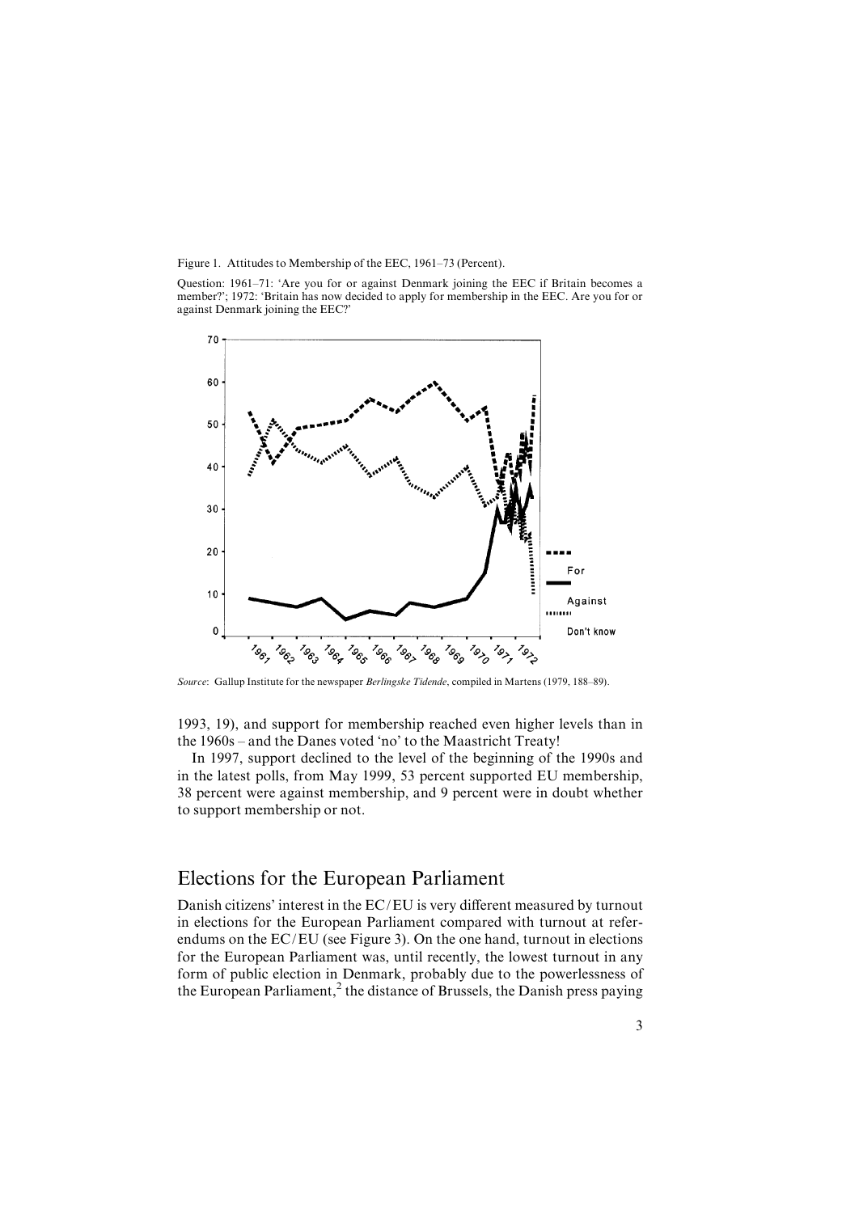Figure 1. Attitudes to Membership of the EEC, 1961–73 (Percent).

Question: 1961–71: 'Are you for or against Denmark joining the EEC if Britain becomes a member?'; 1972: 'Britain has now decided to apply for membership in the EEC. Are you for or against Denmark joining the EEC?'

*Source*: Gallup Institute for the newspaper *Berlingske Tidende*, compiled in Martens (1979, 188–89).

1993, 19), and support for membership reached even higher levels than in the 1960s – and the Danes voted 'no' to the Maastricht Treaty!

In 1997, support declined to the level of the beginning of the 1990s and in the latest polls, from May 1999, 53 percent supported EU membership, 38 percent were against membership, and 9 percent were in doubt whether to support membership or not.

## Elections for the European Parliament

Danish citizens' interest in the EC/EU is very different measured by turnout in elections for the European Parliament compared with turnout at referendums on the EC/EU (see Figure 3). On the one hand, turnout in elections for the European Parliament was, until recently, the lowest turnout in any form of public election in Denmark, probably due to the powerlessness of the European Parliament,[2] the distance of Brussels, the Danish press paying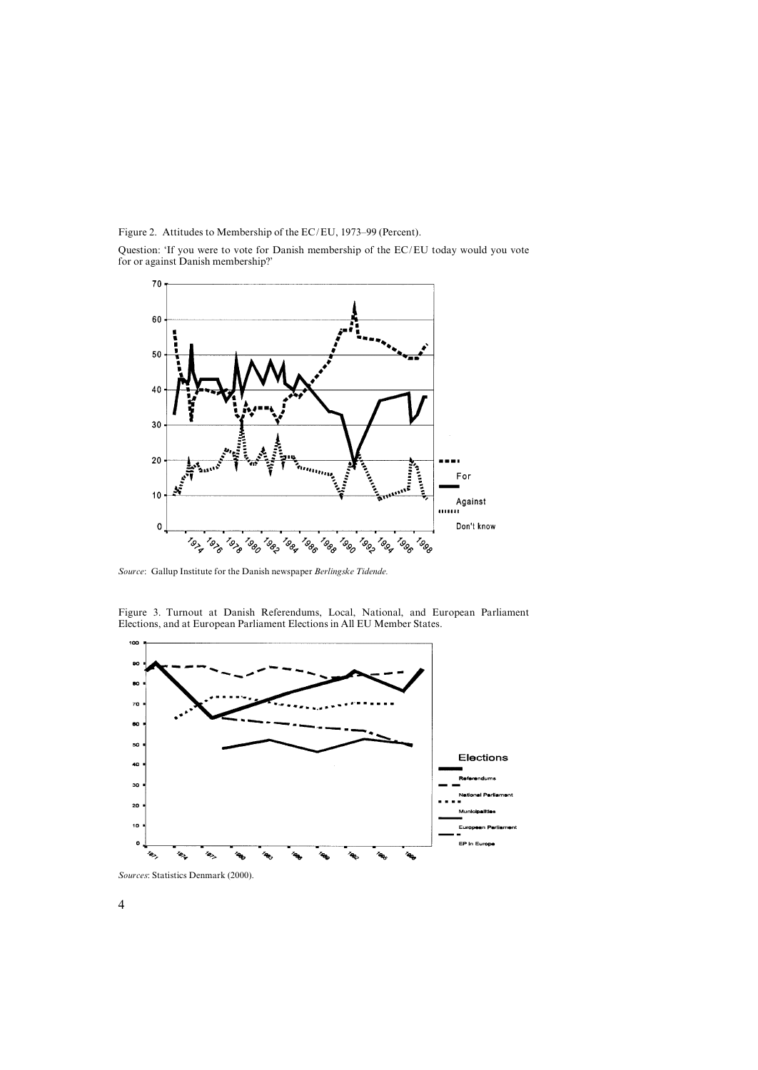Figure 2. Attitudes to Membership of the EC/EU, 1973–99 (Percent).

Question: 'If you were to vote for Danish membership of the EC/EU today would you vote for or against Danish membership?'

*Source*: Gallup Institute for the Danish newspaper *Berlingske Tidende.*

Figure 3. Turnout at Danish Referendums, Local, National, and European Parliament Elections, and at European Parliament Elections in All EU Member States.

*Sources*: Statistics Denmark (2000).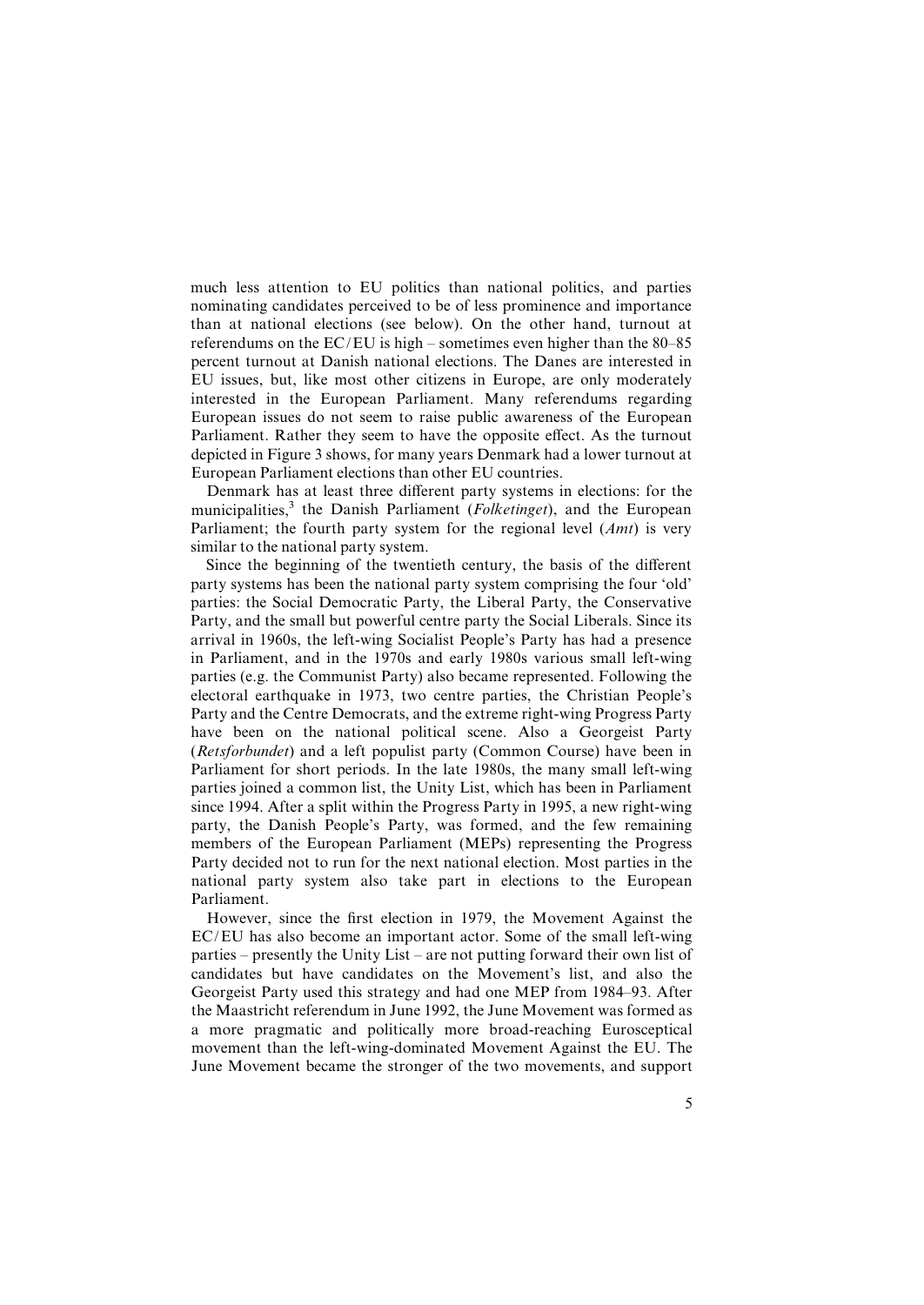much less attention to EU politics than national politics, and parties nominating candidates perceived to be of less prominence and importance than at national elections (see below). On the other hand, turnout at referendums on the EC/EU is high – sometimes even higher than the 80–85 percent turnout at Danish national elections. The Danes are interested in EU issues, but, like most other citizens in Europe, are only moderately interested in the European Parliament. Many referendums regarding European issues do not seem to raise public awareness of the European Parliament. Rather they seem to have the opposite effect. As the turnout depicted in Figure 3 shows, for many years Denmark had a lower turnout at European Parliament elections than other EU countries.

Denmark has at least three different party systems in elections: for the municipalities,[3] the Danish Parliament (*Folketinget*), and the European Parliament; the fourth party system for the regional level (*Amt*) is very similar to the national party system.

Since the beginning of the twentieth century, the basis of the different party systems has been the national party system comprising the four 'old' parties: the Social Democratic Party, the Liberal Party, the Conservative Party, and the small but powerful centre party the Social Liberals. Since its arrival in 1960s, the left-wing Socialist People's Party has had a presence in Parliament, and in the 1970s and early 1980s various small left-wing parties (e.g. the Communist Party) also became represented. Following the electoral earthquake in 1973, two centre parties, the Christian People's Party and the Centre Democrats, and the extreme right-wing Progress Party have been on the national political scene. Also a Georgeist Party (*Retsforbundet*) and a left populist party (Common Course) have been in Parliament for short periods. In the late 1980s, the many small left-wing parties joined a common list, the Unity List, which has been in Parliament since 1994. After a split within the Progress Party in 1995, a new right-wing party, the Danish People's Party, was formed, and the few remaining members of the European Parliament (MEPs) representing the Progress Party decided not to run for the next national election. Most parties in the national party system also take part in elections to the European Parliament.

However, since the first election in 1979, the Movement Against the EC/EU has also become an important actor. Some of the small left-wing parties – presently the Unity List – are not putting forward their own list of candidates but have candidates on the Movement's list, and also the Georgeist Party used this strategy and had one MEP from 1984–93. After the Maastricht referendum in June 1992, the June Movement was formed as a more pragmatic and politically more broad-reaching Eurosceptical movement than the left-wing-dominated Movement Against the EU. The June Movement became the stronger of the two movements, and support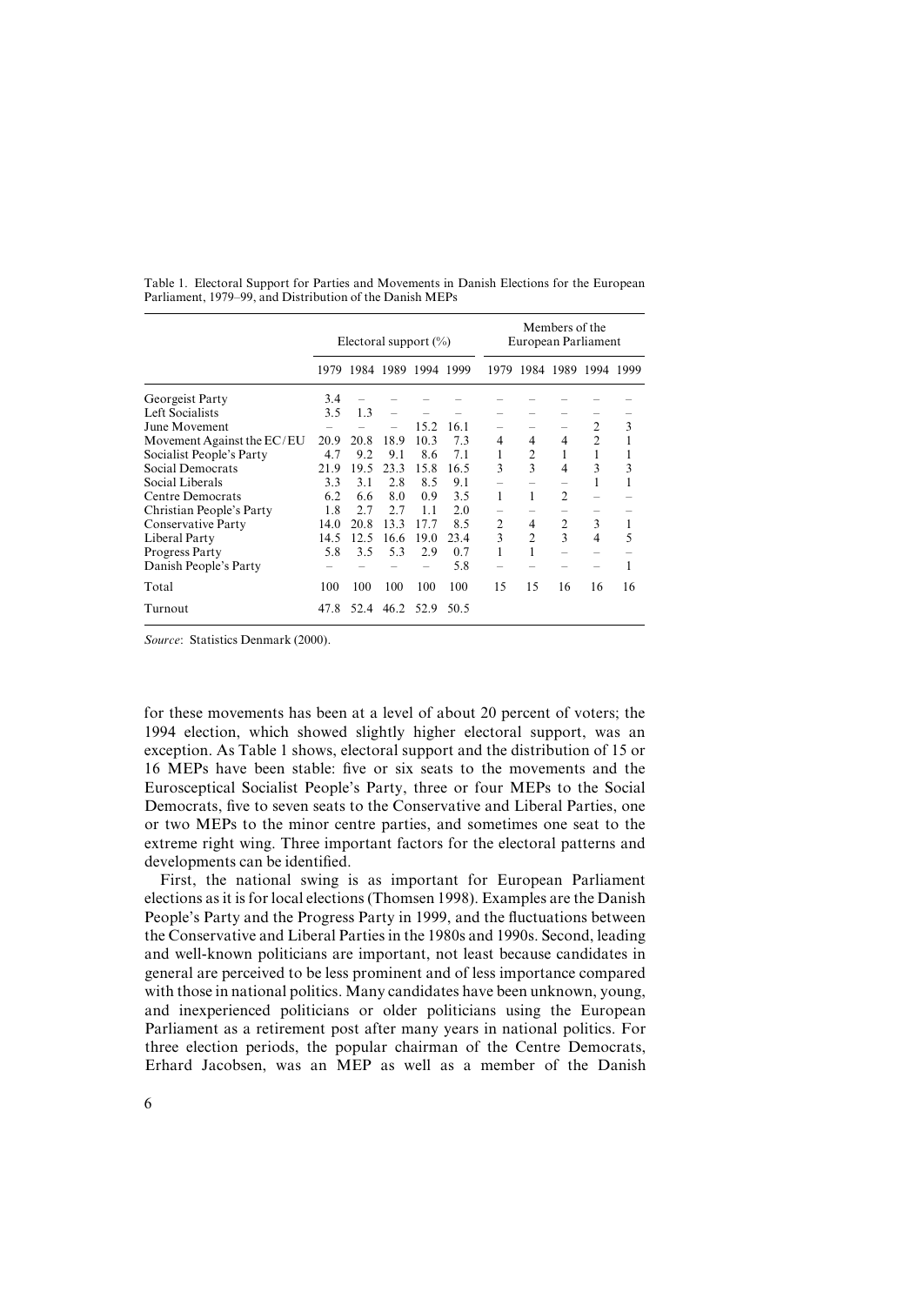Table 1. Electoral Support for Parties and Movements in Danish Elections for the European Parliament, 1979–99, and Distribution of the Danish MEPs

| | Electoral support (%) | | | | | Members of the European Parliament | | | | |
|---|---|---|---|---|---|---|---|---|---|---|
| | 1979 | 1984 | 1989 | 1994 | 1999 | 1979 | 1984 | 1989 | 1994 | 1999 |
| Georgeist Party | 3.4 | – | – | – | – | – | – | – | – | – |
| Left Socialists | 3.5 | 1.3 | – | – | – | – | – | – | – | – |
| June Movement | – | – | – | 15.2 | 16.1 | – | – | – | 2 | 3 |
| Movement Against the EC/EU | 20.9 | 20.8 | 18.9 | 10.3 | 7.3 | 4 | 4 | 4 | 2 | 1 |
| Socialist People's Party | 4.7 | 9.2 | 9.1 | 8.6 | 7.1 | 1 | 2 | 1 | 1 | 1 |
| Social Democrats | 21.9 | 19.5 | 23.3 | 15.8 | 16.5 | 3 | 3 | 4 | 3 | 3 |
| Social Liberals | 3.3 | 3.1 | 2.8 | 8.5 | 9.1 | – | – | – | 1 | 1 |
| Centre Democrats | 6.2 | 6.6 | 8.0 | 0.9 | 3.5 | 1 | 1 | 2 | – | – |
| Christian People's Party | 1.8 | 2.7 | 2.7 | 1.1 | 2.0 | – | – | – | – | – |
| Conservative Party | 14.0 | 20.8 | 13.3 | 17.7 | 8.5 | 2 | 4 | 2 | 3 | 1 |
| Liberal Party | 14.5 | 12.5 | 16.6 | 19.0 | 23.4 | 3 | 2 | 3 | 4 | 5 |
| Progress Party | 5.8 | 3.5 | 5.3 | 2.9 | 0.7 | 1 | 1 | – | – | – |
| Danish People's Party | – | – | – | – | 5.8 | – | – | – | – | 1 |
| Total | 100 | 100 | 100 | 100 | 100 | 15 | 15 | 16 | 16 | 16 |
| Turnout | 47.8 | 52.4 | 46.2 | 52.9 | 50.5 | | | | | |

*Source*: Statistics Denmark (2000).

for these movements has been at a level of about 20 percent of voters; the 1994 election, which showed slightly higher electoral support, was an exception. As Table 1 shows, electoral support and the distribution of 15 or 16 MEPs have been stable: five or six seats to the movements and the Eurosceptical Socialist People's Party, three or four MEPs to the Social Democrats, five to seven seats to the Conservative and Liberal Parties, one or two MEPs to the minor centre parties, and sometimes one seat to the extreme right wing. Three important factors for the electoral patterns and developments can be identified.

First, the national swing is as important for European Parliament elections as it is for local elections (Thomsen 1998). Examples are the Danish People's Party and the Progress Party in 1999, and the fluctuations between the Conservative and Liberal Parties in the 1980s and 1990s. Second, leading and well-known politicians are important, not least because candidates in general are perceived to be less prominent and of less importance compared with those in national politics. Many candidates have been unknown, young, and inexperienced politicians or older politicians using the European Parliament as a retirement post after many years in national politics. For three election periods, the popular chairman of the Centre Democrats, Erhard Jacobsen, was an MEP as well as a member of the Danish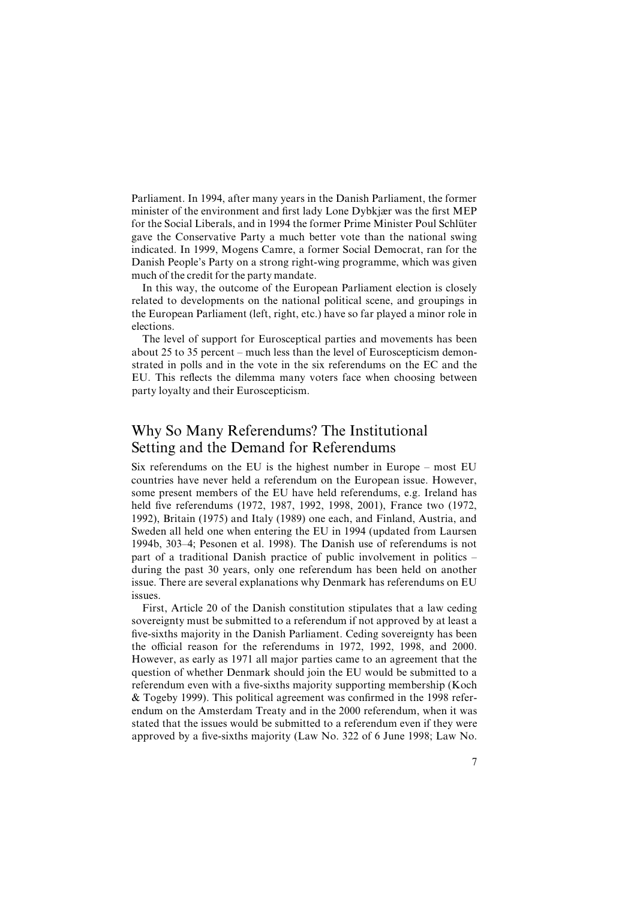Parliament. In 1994, after many years in the Danish Parliament, the former minister of the environment and first lady Lone Dybkjær was the first MEP for the Social Liberals, and in 1994 the former Prime Minister Poul Schlüter gave the Conservative Party a much better vote than the national swing indicated. In 1999, Mogens Camre, a former Social Democrat, ran for the Danish People's Party on a strong right-wing programme, which was given much of the credit for the party mandate.

In this way, the outcome of the European Parliament election is closely related to developments on the national political scene, and groupings in the European Parliament (left, right, etc.) have so far played a minor role in elections.

The level of support for Eurosceptical parties and movements has been about 25 to 35 percent – much less than the level of Euroscepticism demonstrated in polls and in the vote in the six referendums on the EC and the EU. This reflects the dilemma many voters face when choosing between party loyalty and their Euroscepticism.

## Why So Many Referendums? The Institutional Setting and the Demand for Referendums

Six referendums on the EU is the highest number in Europe – most EU countries have never held a referendum on the European issue. However, some present members of the EU have held referendums, e.g. Ireland has held five referendums (1972, 1987, 1992, 1998, 2001), France two (1972, 1992), Britain (1975) and Italy (1989) one each, and Finland, Austria, and Sweden all held one when entering the EU in 1994 (updated from Laursen 1994b, 303–4; Pesonen et al. 1998). The Danish use of referendums is not part of a traditional Danish practice of public involvement in politics – during the past 30 years, only one referendum has been held on another issue. There are several explanations why Denmark has referendums on EU issues.

First, Article 20 of the Danish constitution stipulates that a law ceding sovereignty must be submitted to a referendum if not approved by at least a five-sixths majority in the Danish Parliament. Ceding sovereignty has been the official reason for the referendums in 1972, 1992, 1998, and 2000. However, as early as 1971 all major parties came to an agreement that the question of whether Denmark should join the EU would be submitted to a referendum even with a five-sixths majority supporting membership (Koch & Togeby 1999). This political agreement was confirmed in the 1998 referendum on the Amsterdam Treaty and in the 2000 referendum, when it was stated that the issues would be submitted to a referendum even if they were approved by a five-sixths majority (Law No. 322 of 6 June 1998; Law No.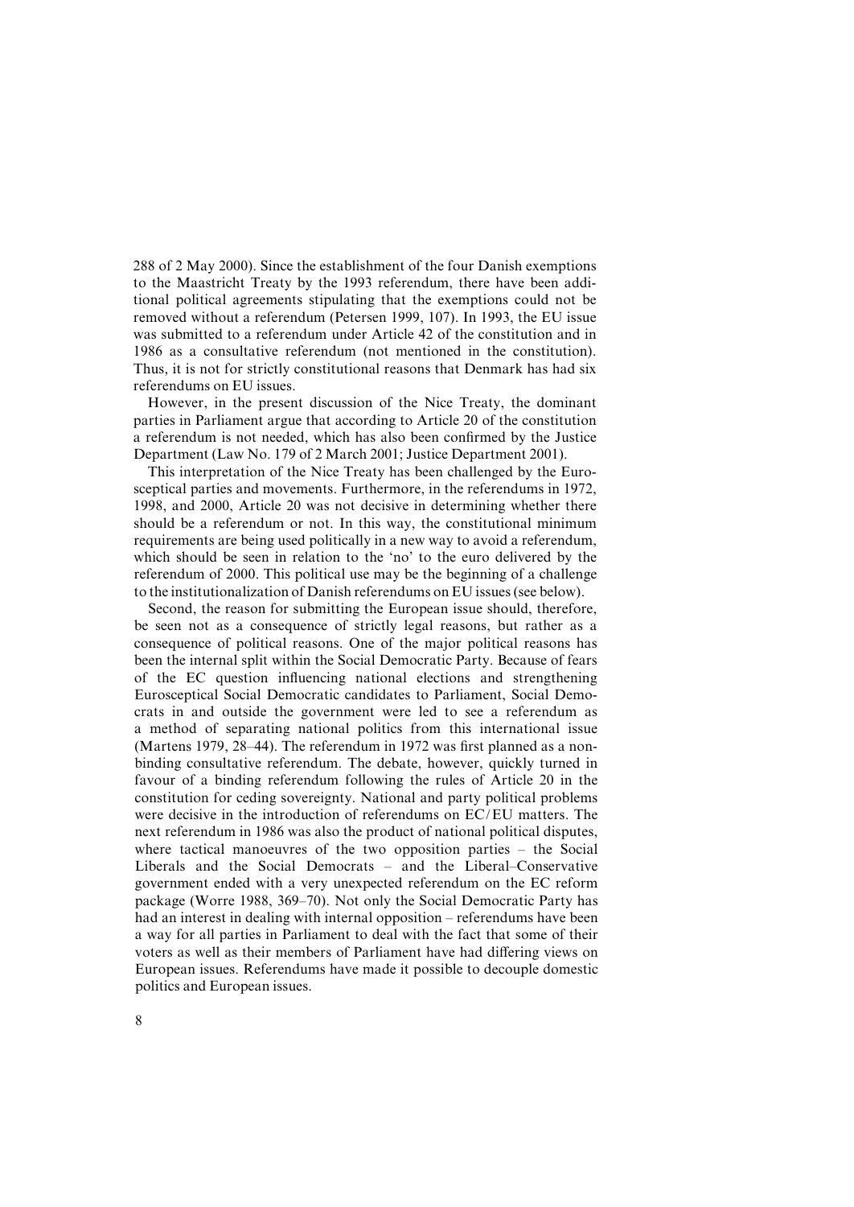288 of 2 May 2000). Since the establishment of the four Danish exemptions to the Maastricht Treaty by the 1993 referendum, there have been additional political agreements stipulating that the exemptions could not be removed without a referendum (Petersen 1999, 107). In 1993, the EU issue was submitted to a referendum under Article 42 of the constitution and in 1986 as a consultative referendum (not mentioned in the constitution). Thus, it is not for strictly constitutional reasons that Denmark has had six referendums on EU issues.

However, in the present discussion of the Nice Treaty, the dominant parties in Parliament argue that according to Article 20 of the constitution a referendum is not needed, which has also been confirmed by the Justice Department (Law No. 179 of 2 March 2001; Justice Department 2001).

This interpretation of the Nice Treaty has been challenged by the Eurosceptical parties and movements. Furthermore, in the referendums in 1972, 1998, and 2000, Article 20 was not decisive in determining whether there should be a referendum or not. In this way, the constitutional minimum requirements are being used politically in a new way to avoid a referendum, which should be seen in relation to the 'no' to the euro delivered by the referendum of 2000. This political use may be the beginning of a challenge to the institutionalization of Danish referendums on EU issues (see below).

Second, the reason for submitting the European issue should, therefore, be seen not as a consequence of strictly legal reasons, but rather as a consequence of political reasons. One of the major political reasons has been the internal split within the Social Democratic Party. Because of fears of the EC question influencing national elections and strengthening Eurosceptical Social Democratic candidates to Parliament, Social Democrats in and outside the government were led to see a referendum as a method of separating national politics from this international issue (Martens 1979, 28–44). The referendum in 1972 was first planned as a non-binding consultative referendum. The debate, however, quickly turned in favour of a binding referendum following the rules of Article 20 in the constitution for ceding sovereignty. National and party political problems were decisive in the introduction of referendums on EC/EU matters. The next referendum in 1986 was also the product of national political disputes, where tactical manoeuvres of the two opposition parties – the Social Liberals and the Social Democrats – and the Liberal–Conservative government ended with a very unexpected referendum on the EC reform package (Worre 1988, 369–70). Not only the Social Democratic Party has had an interest in dealing with internal opposition – referendums have been a way for all parties in Parliament to deal with the fact that some of their voters as well as their members of Parliament have had differing views on European issues. Referendums have made it possible to decouple domestic politics and European issues.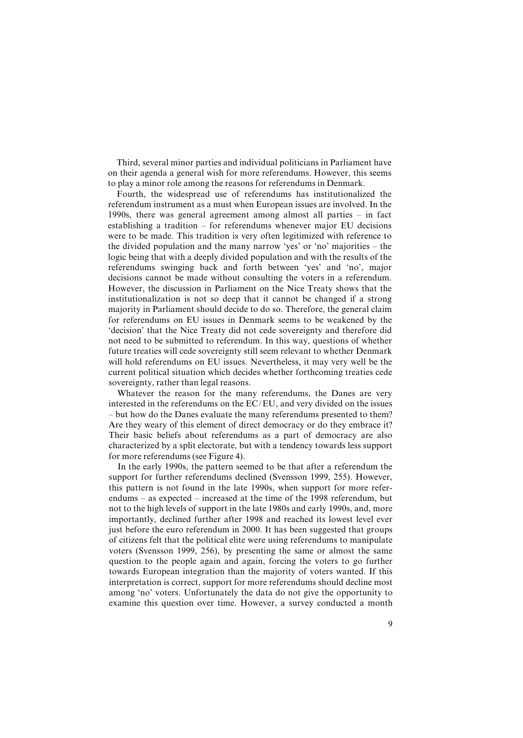Third, several minor parties and individual politicians in Parliament have on their agenda a general wish for more referendums. However, this seems to play a minor role among the reasons for referendums in Denmark.

Fourth, the widespread use of referendums has institutionalized the referendum instrument as a must when European issues are involved. In the 1990s, there was general agreement among almost all parties – in fact establishing a tradition – for referendums whenever major EU decisions were to be made. This tradition is very often legitimized with reference to the divided population and the many narrow 'yes' or 'no' majorities – the logic being that with a deeply divided population and with the results of the referendums swinging back and forth between 'yes' and 'no', major decisions cannot be made without consulting the voters in a referendum. However, the discussion in Parliament on the Nice Treaty shows that the institutionalization is not so deep that it cannot be changed if a strong majority in Parliament should decide to do so. Therefore, the general claim for referendums on EU issues in Denmark seems to be weakened by the 'decision' that the Nice Treaty did not cede sovereignty and therefore did not need to be submitted to referendum. In this way, questions of whether future treaties will cede sovereignty still seem relevant to whether Denmark will hold referendums on EU issues. Nevertheless, it may very well be the current political situation which decides whether forthcoming treaties cede sovereignty, rather than legal reasons.

Whatever the reason for the many referendums, the Danes are very interested in the referendums on the EC/EU, and very divided on the issues – but how do the Danes evaluate the many referendums presented to them? Are they weary of this element of direct democracy or do they embrace it? Their basic beliefs about referendums as a part of democracy are also characterized by a split electorate, but with a tendency towards less support for more referendums (see Figure 4).

In the early 1990s, the pattern seemed to be that after a referendum the support for further referendums declined (Svensson 1999, 255). However, this pattern is not found in the late 1990s, when support for more referendums – as expected – increased at the time of the 1998 referendum, but not to the high levels of support in the late 1980s and early 1990s, and, more importantly, declined further after 1998 and reached its lowest level ever just before the euro referendum in 2000. It has been suggested that groups of citizens felt that the political elite were using referendums to manipulate voters (Svensson 1999, 256), by presenting the same or almost the same question to the people again and again, forcing the voters to go further towards European integration than the majority of voters wanted. If this interpretation is correct, support for more referendums should decline most among 'no' voters. Unfortunately the data do not give the opportunity to examine this question over time. However, a survey conducted a month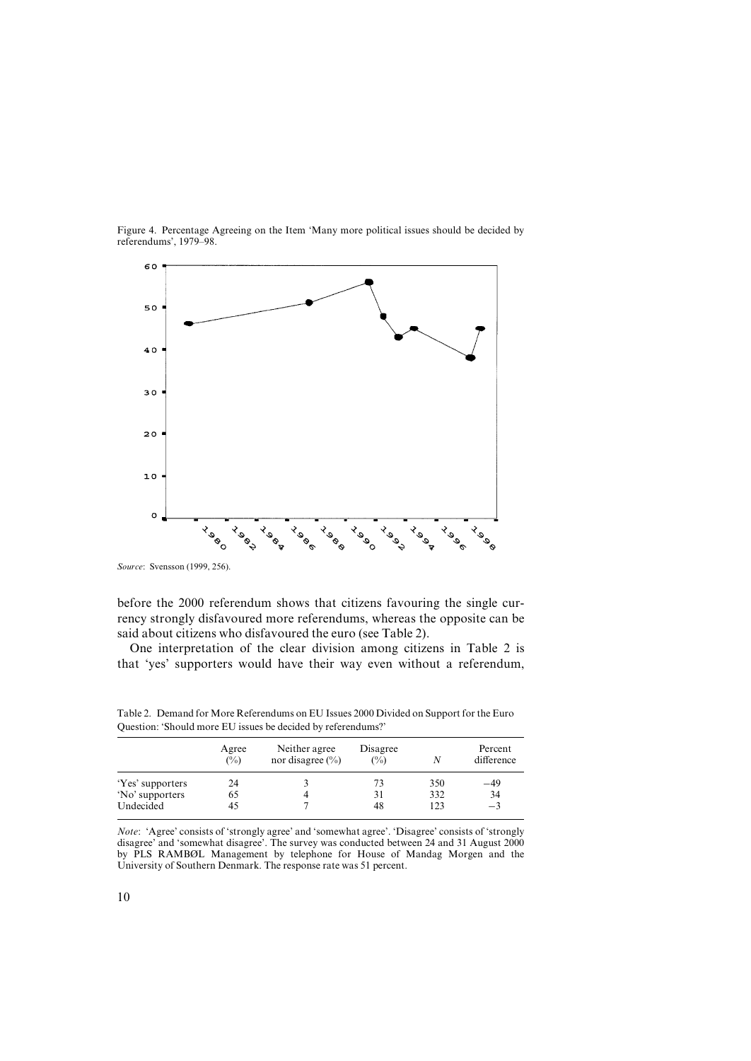Figure 4. Percentage Agreeing on the Item 'Many more political issues should be decided by referendums', 1979–98.

*Source*: Svensson (1999, 256).

before the 2000 referendum shows that citizens favouring the single currency strongly disfavoured more referendums, whereas the opposite can be said about citizens who disfavoured the euro (see Table 2).

One interpretation of the clear division among citizens in Table 2 is that 'yes' supporters would have their way even without a referendum,

Table 2. Demand for More Referendums on EU Issues 2000 Divided on Support for the Euro Question: 'Should more EU issues be decided by referendums?'

| | Agree (%) | Neither agree nor disagree (%) | Disagree (%) | *N* | Percent difference |
|---|---|---|---|---|---|
| 'Yes' supporters | 24 | 3 | 73 | 350 | −49 |
| 'No' supporters | 65 | 4 | 31 | 332 | 34 |
| Undecided | 45 | 7 | 48 | 123 | −3 |

*Note*: 'Agree' consists of 'strongly agree' and 'somewhat agree'. 'Disagree' consists of 'strongly disagree' and 'somewhat disagree'. The survey was conducted between 24 and 31 August 2000 by PLS RAMBØL Management by telephone for House of Mandag Morgen and the University of Southern Denmark. The response rate was 51 percent.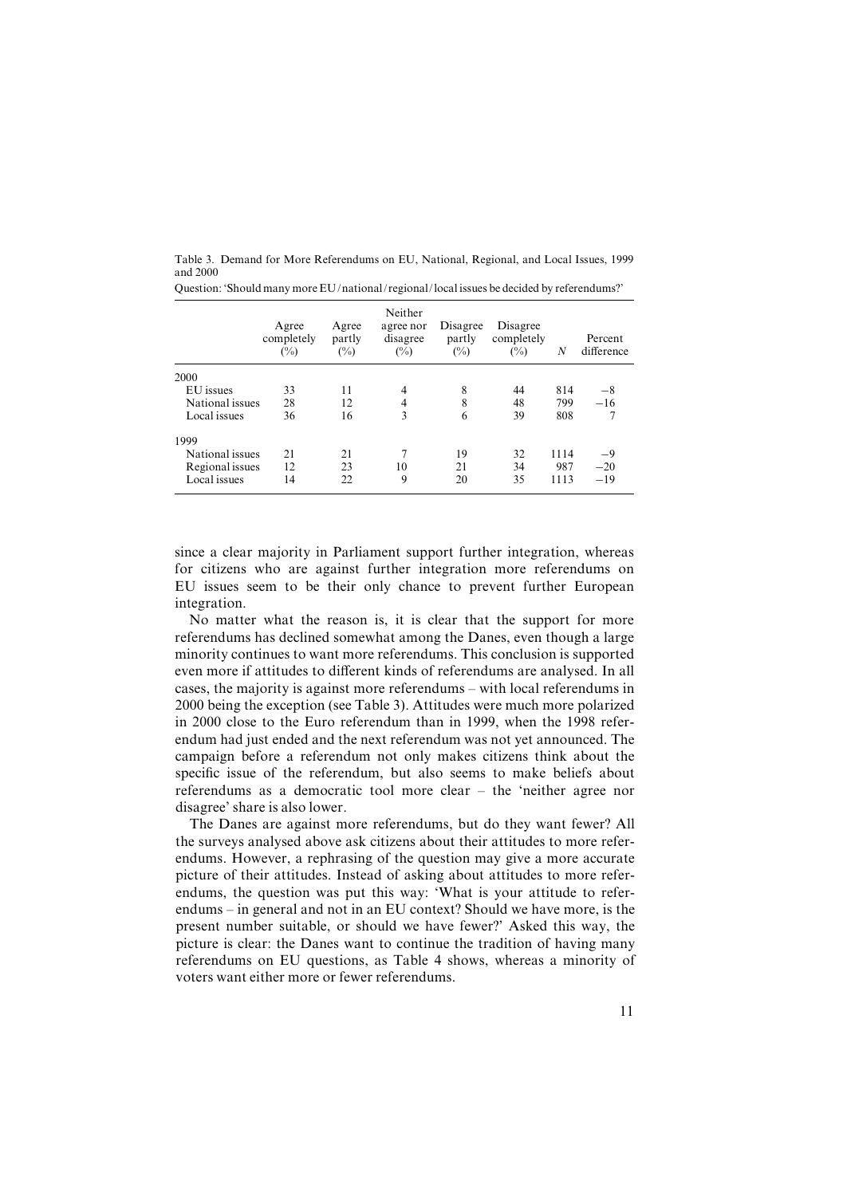Table 3. Demand for More Referendums on EU, National, Regional, and Local Issues, 1999 and 2000

Question: 'Should many more EU/national/regional/local issues be decided by referendums?'

| | Agree completely (%) | Agree partly (%) | Neither agree nor disagree (%) | Disagree partly (%) | Disagree completely (%) | N | Percent difference |
|---|---|---|---|---|---|---|---|
| 2000 | | | | | | | |
| EU issues | 33 | 11 | 4 | 8 | 44 | 814 | −8 |
| National issues | 28 | 12 | 4 | 8 | 48 | 799 | −16 |
| Local issues | 36 | 16 | 3 | 6 | 39 | 808 | 7 |
| 1999 | | | | | | | |
| National issues | 21 | 21 | 7 | 19 | 32 | 1114 | −9 |
| Regional issues | 12 | 23 | 10 | 21 | 34 | 987 | −20 |
| Local issues | 14 | 22 | 9 | 20 | 35 | 1113 | −19 |

since a clear majority in Parliament support further integration, whereas for citizens who are against further integration more referendums on EU issues seem to be their only chance to prevent further European integration.

No matter what the reason is, it is clear that the support for more referendums has declined somewhat among the Danes, even though a large minority continues to want more referendums. This conclusion is supported even more if attitudes to different kinds of referendums are analysed. In all cases, the majority is against more referendums – with local referendums in 2000 being the exception (see Table 3). Attitudes were much more polarized in 2000 close to the Euro referendum than in 1999, when the 1998 referendum had just ended and the next referendum was not yet announced. The campaign before a referendum not only makes citizens think about the specific issue of the referendum, but also seems to make beliefs about referendums as a democratic tool more clear – the 'neither agree nor disagree' share is also lower.

The Danes are against more referendums, but do they want fewer? All the surveys analysed above ask citizens about their attitudes to more referendums. However, a rephrasing of the question may give a more accurate picture of their attitudes. Instead of asking about attitudes to more referendums, the question was put this way: 'What is your attitude to referendums – in general and not in an EU context? Should we have more, is the present number suitable, or should we have fewer?' Asked this way, the picture is clear: the Danes want to continue the tradition of having many referendums on EU questions, as Table 4 shows, whereas a minority of voters want either more or fewer referendums.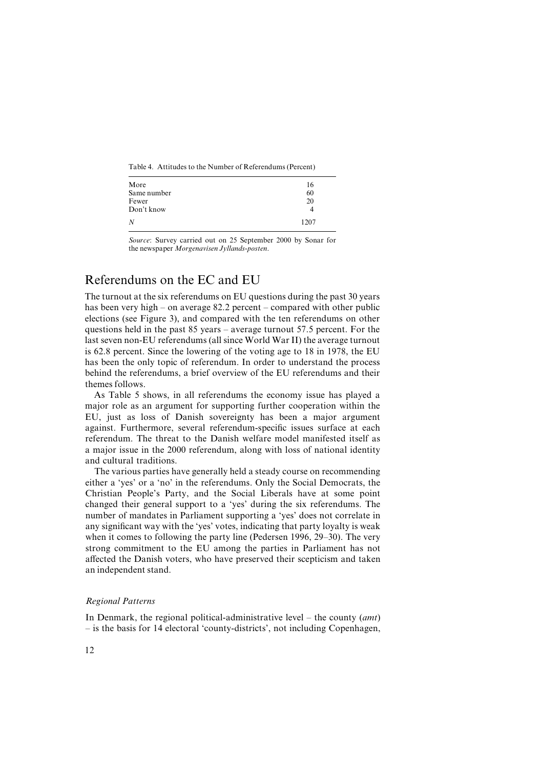Table 4. Attitudes to the Number of Referendums (Percent)

| | |
|---|---|
| More | 16 |
| Same number | 60 |
| Fewer | 20 |
| Don't know | 4 |
| *N* | 1207 |

*Source*: Survey carried out on 25 September 2000 by Sonar for the newspaper *Morgenavisen Jyllands-posten*.

## Referendums on the EC and EU

The turnout at the six referendums on EU questions during the past 30 years has been very high – on average 82.2 percent – compared with other public elections (see Figure 3), and compared with the ten referendums on other questions held in the past 85 years – average turnout 57.5 percent. For the last seven non-EU referendums (all since World War II) the average turnout is 62.8 percent. Since the lowering of the voting age to 18 in 1978, the EU has been the only topic of referendum. In order to understand the process behind the referendums, a brief overview of the EU referendums and their themes follows.

As Table 5 shows, in all referendums the economy issue has played a major role as an argument for supporting further cooperation within the EU, just as loss of Danish sovereignty has been a major argument against. Furthermore, several referendum-specific issues surface at each referendum. The threat to the Danish welfare model manifested itself as a major issue in the 2000 referendum, along with loss of national identity and cultural traditions.

The various parties have generally held a steady course on recommending either a 'yes' or a 'no' in the referendums. Only the Social Democrats, the Christian People's Party, and the Social Liberals have at some point changed their general support to a 'yes' during the six referendums. The number of mandates in Parliament supporting a 'yes' does not correlate in any significant way with the 'yes' votes, indicating that party loyalty is weak when it comes to following the party line (Pedersen 1996, 29–30). The very strong commitment to the EU among the parties in Parliament has not affected the Danish voters, who have preserved their scepticism and taken an independent stand.

### *Regional Patterns*

In Denmark, the regional political-administrative level – the county (*amt*) – is the basis for 14 electoral 'county-districts', not including Copenhagen,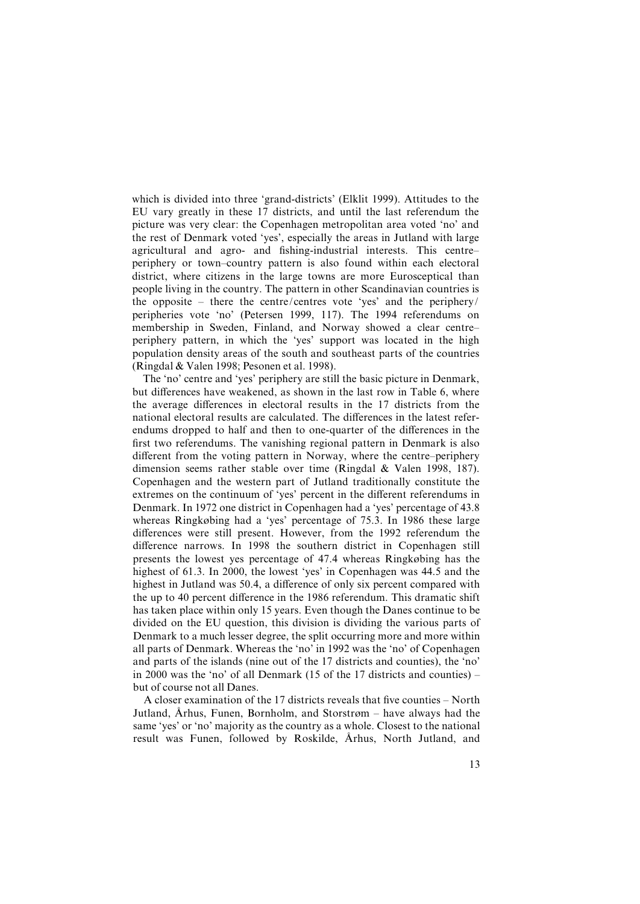which is divided into three 'grand-districts' (Elklit 1999). Attitudes to the EU vary greatly in these 17 districts, and until the last referendum the picture was very clear: the Copenhagen metropolitan area voted 'no' and the rest of Denmark voted 'yes', especially the areas in Jutland with large agricultural and agro- and fishing-industrial interests. This centre–periphery or town–country pattern is also found within each electoral district, where citizens in the large towns are more Eurosceptical than people living in the country. The pattern in other Scandinavian countries is the opposite – there the centre/centres vote 'yes' and the periphery/peripheries vote 'no' (Petersen 1999, 117). The 1994 referendums on membership in Sweden, Finland, and Norway showed a clear centre–periphery pattern, in which the 'yes' support was located in the high population density areas of the south and southeast parts of the countries (Ringdal & Valen 1998; Pesonen et al. 1998).

The 'no' centre and 'yes' periphery are still the basic picture in Denmark, but differences have weakened, as shown in the last row in Table 6, where the average differences in electoral results in the 17 districts from the national electoral results are calculated. The differences in the latest referendums dropped to half and then to one-quarter of the differences in the first two referendums. The vanishing regional pattern in Denmark is also different from the voting pattern in Norway, where the centre–periphery dimension seems rather stable over time (Ringdal & Valen 1998, 187). Copenhagen and the western part of Jutland traditionally constitute the extremes on the continuum of 'yes' percent in the different referendums in Denmark. In 1972 one district in Copenhagen had a 'yes' percentage of 43.8 whereas Ringkøbing had a 'yes' percentage of 75.3. In 1986 these large differences were still present. However, from the 1992 referendum the difference narrows. In 1998 the southern district in Copenhagen still presents the lowest yes percentage of 47.4 whereas Ringkøbing has the highest of 61.3. In 2000, the lowest 'yes' in Copenhagen was 44.5 and the highest in Jutland was 50.4, a difference of only six percent compared with the up to 40 percent difference in the 1986 referendum. This dramatic shift has taken place within only 15 years. Even though the Danes continue to be divided on the EU question, this division is dividing the various parts of Denmark to a much lesser degree, the split occurring more and more within all parts of Denmark. Whereas the 'no' in 1992 was the 'no' of Copenhagen and parts of the islands (nine out of the 17 districts and counties), the 'no' in 2000 was the 'no' of all Denmark (15 of the 17 districts and counties) – but of course not all Danes.

A closer examination of the 17 districts reveals that five counties – North Jutland, Århus, Funen, Bornholm, and Storstrøm – have always had the same 'yes' or 'no' majority as the country as a whole. Closest to the national result was Funen, followed by Roskilde, Århus, North Jutland, and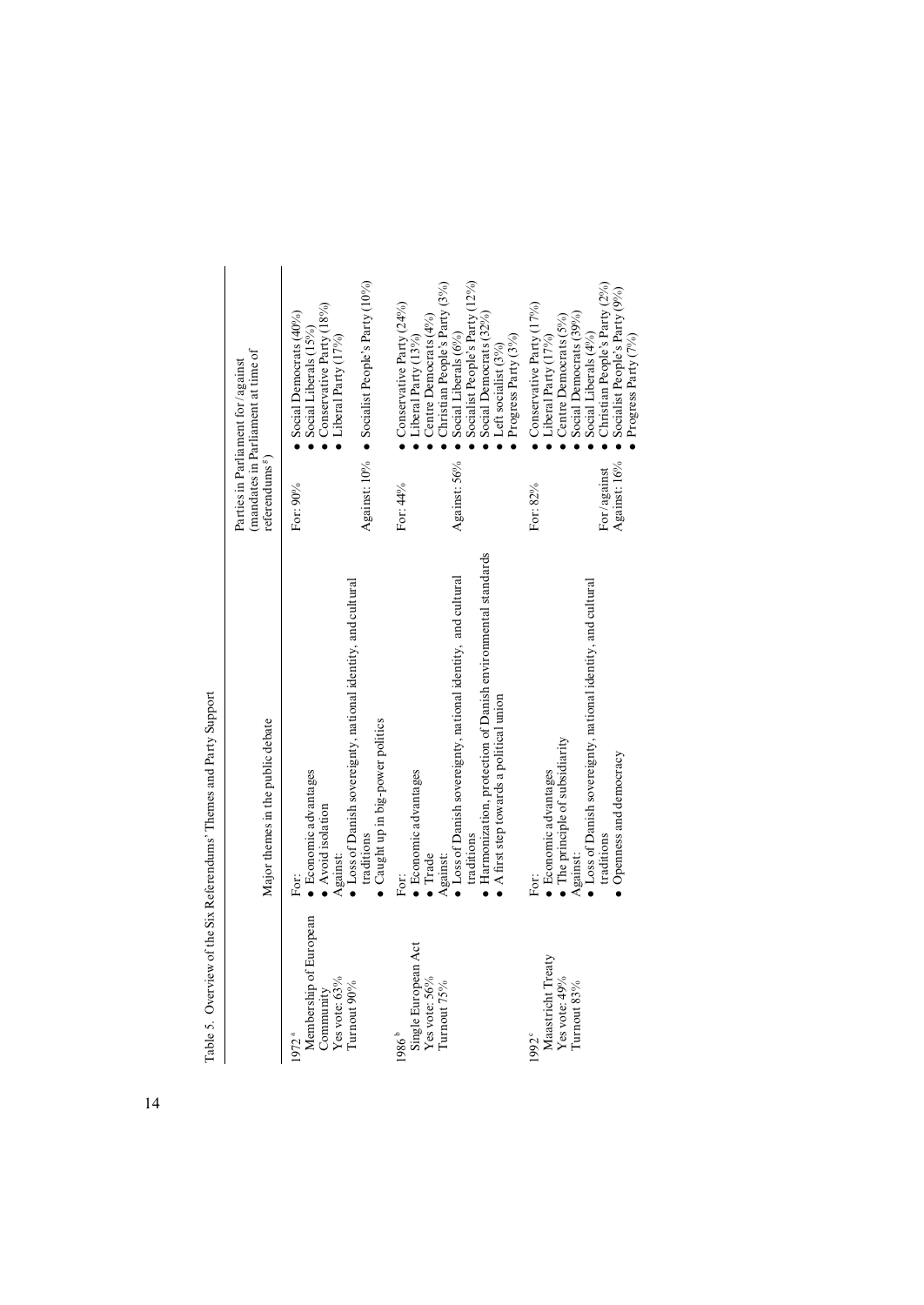Table 5. Overview of the Six Referendums' Themes and Party Support

| | Major themes in the public debate | Parties in Parliament for/against (mandates in Parliament at time of referendums[g]) | |
|---|---|---|---|
| 1972[a] Membership of European Community Yes vote: 63% Turnout 90% | For: • Economic advantages • Avoid isolation Against: • Loss of Danish sovereignty, national identity, and cultural traditions • Caught up in big-power politics | For: 90% | • Social Democrats (40%) • Social Liberals (15%) • Conservative Party (18%) • Liberal Party (17%) |
| | | Against: 10% | • Socialist People's Party (10%) |
| 1986[b] Single European Act Yes vote: 56% Turnout 75% | For: • Economic advantages • Trade Against: • Loss of Danish sovereignty, national identity, and cultural traditions • Harmonization, protection of Danish environmental standards • A first step towards a political union | For: 44% | • Conservative Party (24%) • Liberal Party (13%) • Centre Democrats (4%) • Christian People's Party (3%) |
| | | Against: 56% | • Social Liberals (6%) • Socialist People's Party (12%) • Social Democrats (32%) • Left socialist (3%) • Progress Party (3%) |
| 1992[c] Maastricht Treaty Yes vote: 49% Turnout 83% | For: • Economic advantages • The principle of subsidiarity Against: • Loss of Danish sovereignty, national identity, and cultural traditions • Openness and democracy | For: 82% | • Conservative Party (17%) • Liberal Party (17%) • Centre Democrats (5%) • Social Democrats (39%) • Social Liberals (4%) |
| | | For/against | • Christian People's Party (2%) |
| | | Against: 16% | • Socialist People's Party (9%) • Progress Party (7%) |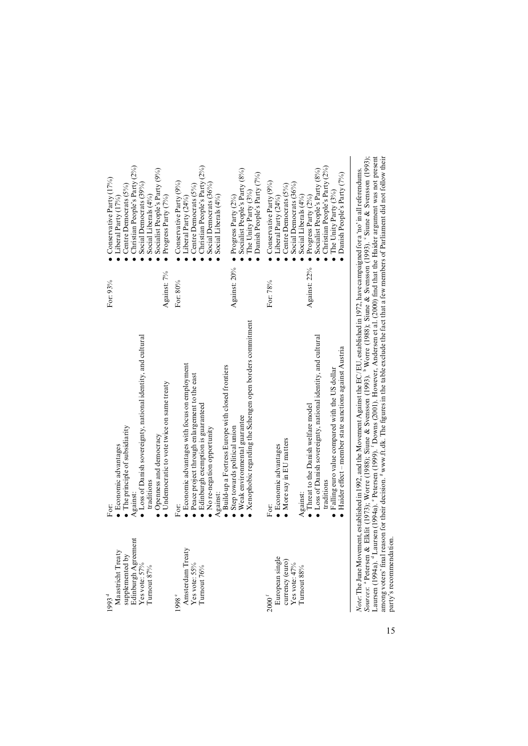| | | | |
|---|---|---|---|
| 1993[d] Maastricht Treaty supplemented by Edinburgh Agreement Yes vote: 57% Turnout 87% | For: • Economic advantages • The principle of subsidiarity Against: • Loss of Danish sovereignty, national identity, and cultural traditions • Openness and democracy • Undemocratic to vote twice on same treaty | For: 93% Against: 7% | • Conservative Party (17%) • Liberal Party (17%) • Centre Democrats (5%) • Christian People's Party (2%) • Social Democrats (39%) • Social Liberals (4%) • Socialist People's Party (9%) • Progress Party (7%) |
| 1998[e] Amsterdam Treaty Yes vote: 55% Turnout 76% | For: • Economic advantages with focus on employment • Peace project through enlargement to the east • Edinburgh exemption is guaranteed • No re-negation opportunity Against: • Build-up a Fortress Europe with closed frontiers • Step towards political union • Weak environmental guarantee • Xenophobic regarding the Schengen open borders commitment | For: 80% Against: 20% | • Conservative Party (9%) • Liberal Party (24%) • Centre Democrats (5%) • Christian People's Party (2%) • Social Democrats (36%) • Social Liberals (4%) • Progress Party (2%) • Socialist People's Party (8%) • The Unity Party (3%) • Danish People's Party (7%) |
| 2000[f] European single currency (euro) Yes vote: 47% Turnout 88% | For: • Economic advantages • More say in EU matters Against: • Threat to the Danish welfare model • Loss of Danish sovereignty, national identity, and cultural traditions • Falling euro value compared with the US dollar • Haider effect – member state sanctions against Austria | For: 78% Against: 22% | • Conservative Party (9%) • Liberal Party (24%) • Centre Democrats (5%) • Social Democrats (36%) • Social Liberals (4%) • Progress Party (2%) • Socialist People's Party (8%) • Christian People's Party (2%) • The Unity Party (3%) • Danish People's Party (7%) |

*Note*: The June Movement, established in 1992, and the Movement Against the EC/EU, established in 1972, have campaigned for a 'no' in all referendums.
*Sources*: [a] Petersen & Elklit (1973); Worre (1988); Siune & Svensson (1993). [b] Worre (1988); Siune & Svensson (1993). [c] Siune & Svensson (1993); Laursen (1994a). [d] Laursen (1994a). [e] Petersen (1999). [f] Downs (2001). However, Andersen et al. (2000) find that the Haider argument was not present among voters' final reason for their decision. [g] www.ft.dk. The figures in the table exclude the fact that a few members of Parliament did not follow their party's recommendation.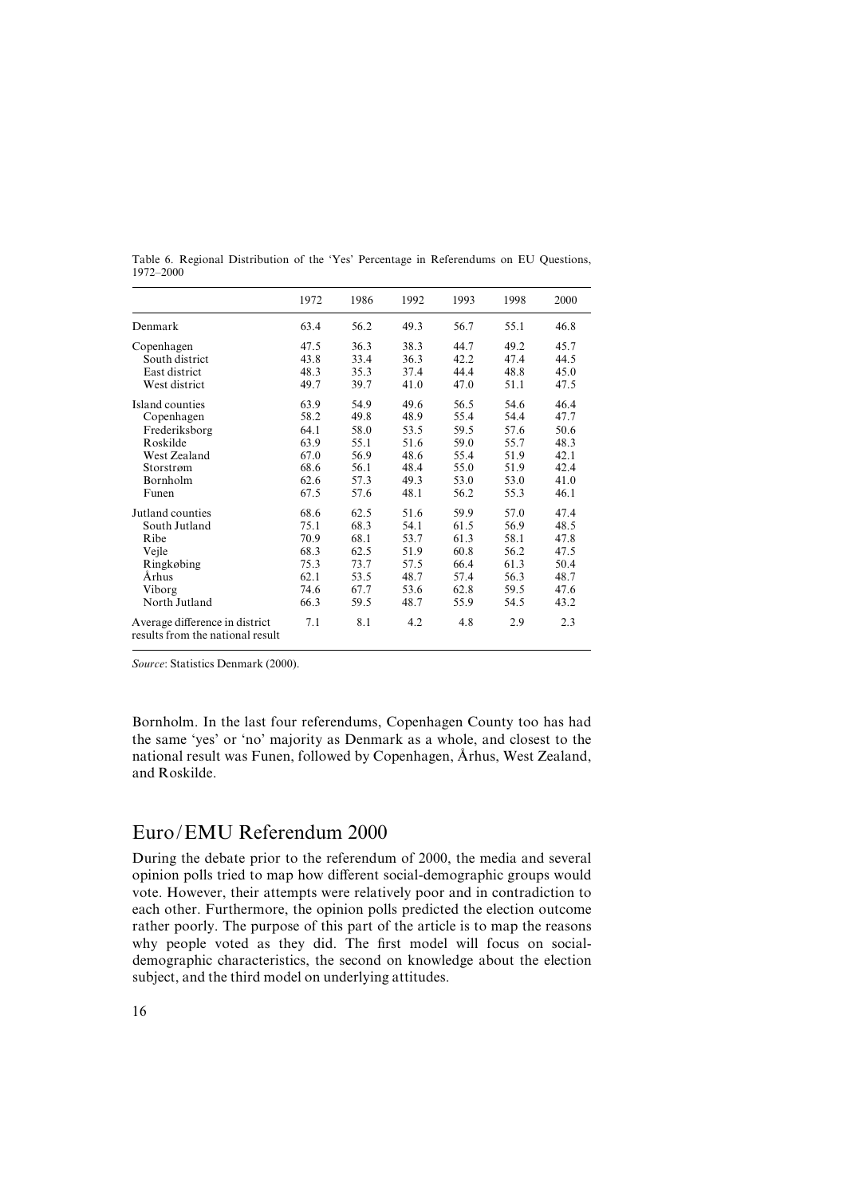Table 6. Regional Distribution of the 'Yes' Percentage in Referendums on EU Questions, 1972–2000

| | 1972 | 1986 | 1992 | 1993 | 1998 | 2000 |
|---|---|---|---|---|---|---|
| Denmark | 63.4 | 56.2 | 49.3 | 56.7 | 55.1 | 46.8 |
| Copenhagen | 47.5 | 36.3 | 38.3 | 44.7 | 49.2 | 45.7 |
| South district | 43.8 | 33.4 | 36.3 | 42.2 | 47.4 | 44.5 |
| East district | 48.3 | 35.3 | 37.4 | 44.4 | 48.8 | 45.0 |
| West district | 49.7 | 39.7 | 41.0 | 47.0 | 51.1 | 47.5 |
| Island counties | 63.9 | 54.9 | 49.6 | 56.5 | 54.6 | 46.4 |
| Copenhagen | 58.2 | 49.8 | 48.9 | 55.4 | 54.4 | 47.7 |
| Frederiksborg | 64.1 | 58.0 | 53.5 | 59.5 | 57.6 | 50.6 |
| Roskilde | 63.9 | 55.1 | 51.6 | 59.0 | 55.7 | 48.3 |
| West Zealand | 67.0 | 56.9 | 48.6 | 55.4 | 51.9 | 42.1 |
| Storstrøm | 68.6 | 56.1 | 48.4 | 55.0 | 51.9 | 42.4 |
| Bornholm | 62.6 | 57.3 | 49.3 | 53.0 | 53.0 | 41.0 |
| Funen | 67.5 | 57.6 | 48.1 | 56.2 | 55.3 | 46.1 |
| Jutland counties | 68.6 | 62.5 | 51.6 | 59.9 | 57.0 | 47.4 |
| South Jutland | 75.1 | 68.3 | 54.1 | 61.5 | 56.9 | 48.5 |
| Ribe | 70.9 | 68.1 | 53.7 | 61.3 | 58.1 | 47.8 |
| Vejle | 68.3 | 62.5 | 51.9 | 60.8 | 56.2 | 47.5 |
| Ringkøbing | 75.3 | 73.7 | 57.5 | 66.4 | 61.3 | 50.4 |
| Århus | 62.1 | 53.5 | 48.7 | 57.4 | 56.3 | 48.7 |
| Viborg | 74.6 | 67.7 | 53.6 | 62.8 | 59.5 | 47.6 |
| North Jutland | 66.3 | 59.5 | 48.7 | 55.9 | 54.5 | 43.2 |
| Average difference in district results from the national result | 7.1 | 8.1 | 4.2 | 4.8 | 2.9 | 2.3 |

*Source*: Statistics Denmark (2000).

Bornholm. In the last four referendums, Copenhagen County too has had the same 'yes' or 'no' majority as Denmark as a whole, and closest to the national result was Funen, followed by Copenhagen, Århus, West Zealand, and Roskilde.

## Euro/EMU Referendum 2000

During the debate prior to the referendum of 2000, the media and several opinion polls tried to map how different social-demographic groups would vote. However, their attempts were relatively poor and in contradiction to each other. Furthermore, the opinion polls predicted the election outcome rather poorly. The purpose of this part of the article is to map the reasons why people voted as they did. The first model will focus on social-demographic characteristics, the second on knowledge about the election subject, and the third model on underlying attitudes.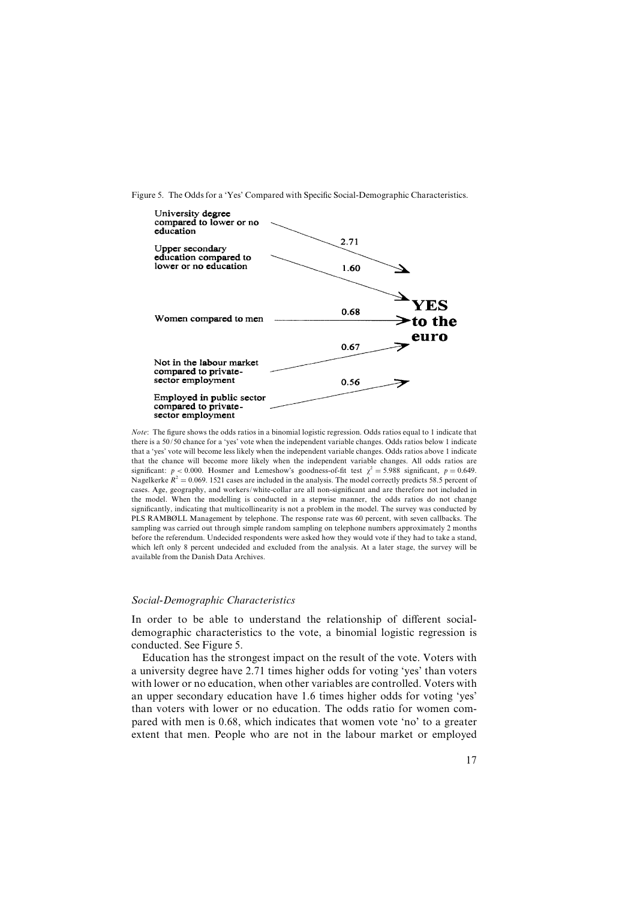Figure 5. The Odds for a 'Yes' Compared with Specific Social-Demographic Characteristics.

University degree compared to lower or no education — 2.71

Upper secondary education compared to lower or no education — 1.60

Women compared to men — 0.68

Not in the labour market compared to private-sector employment — 0.67

Employed in public sector compared to private-sector employment — 0.56

YES to the euro

*Note*: The figure shows the odds ratios in a binomial logistic regression. Odds ratios equal to 1 indicate that there is a 50/50 chance for a 'yes' vote when the independent variable changes. Odds ratios below 1 indicate that a 'yes' vote will become less likely when the independent variable changes. Odds ratios above 1 indicate that the chance will become more likely when the independent variable changes. All odds ratios are significant: $p < 0.000$. Hosmer and Lemeshow's goodness-of-fit test $\chi^2 = 5.988$ significant, $p = 0.649$. Nagelkerke $R^2 = 0.069$. 1521 cases are included in the analysis. The model correctly predicts 58.5 percent of cases. Age, geography, and workers/white-collar are all non-significant and are therefore not included in the model. When the modelling is conducted in a stepwise manner, the odds ratios do not change significantly, indicating that multicollinearity is not a problem in the model. The survey was conducted by PLS RAMBØLL Management by telephone. The response rate was 60 percent, with seven callbacks. The sampling was carried out through simple random sampling on telephone numbers approximately 2 months before the referendum. Undecided respondents were asked how they would vote if they had to take a stand, which left only 8 percent undecided and excluded from the analysis. At a later stage, the survey will be available from the Danish Data Archives.

### *Social-Demographic Characteristics*

In order to be able to understand the relationship of different social-demographic characteristics to the vote, a binomial logistic regression is conducted. See Figure 5.

Education has the strongest impact on the result of the vote. Voters with a university degree have 2.71 times higher odds for voting 'yes' than voters with lower or no education, when other variables are controlled. Voters with an upper secondary education have 1.6 times higher odds for voting 'yes' than voters with lower or no education. The odds ratio for women compared with men is 0.68, which indicates that women vote 'no' to a greater extent that men. People who are not in the labour market or employed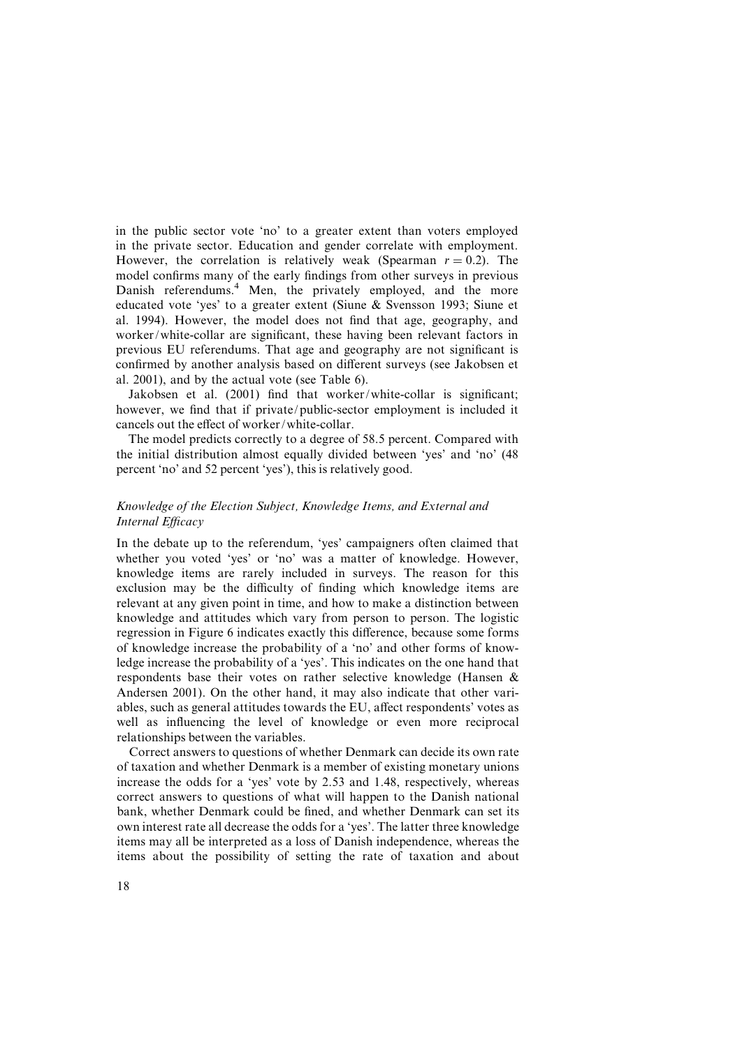in the public sector vote 'no' to a greater extent than voters employed in the private sector. Education and gender correlate with employment. However, the correlation is relatively weak (Spearman $r = 0.2$). The model confirms many of the early findings from other surveys in previous Danish referendums.[4] Men, the privately employed, and the more educated vote 'yes' to a greater extent (Siune & Svensson 1993; Siune et al. 1994). However, the model does not find that age, geography, and worker/white-collar are significant, these having been relevant factors in previous EU referendums. That age and geography are not significant is confirmed by another analysis based on different surveys (see Jakobsen et al. 2001), and by the actual vote (see Table 6).

Jakobsen et al. (2001) find that worker/white-collar is significant; however, we find that if private/public-sector employment is included it cancels out the effect of worker/white-collar.

The model predicts correctly to a degree of 58.5 percent. Compared with the initial distribution almost equally divided between 'yes' and 'no' (48 percent 'no' and 52 percent 'yes'), this is relatively good.

### *Knowledge of the Election Subject, Knowledge Items, and External and Internal Efficacy*

In the debate up to the referendum, 'yes' campaigners often claimed that whether you voted 'yes' or 'no' was a matter of knowledge. However, knowledge items are rarely included in surveys. The reason for this exclusion may be the difficulty of finding which knowledge items are relevant at any given point in time, and how to make a distinction between knowledge and attitudes which vary from person to person. The logistic regression in Figure 6 indicates exactly this difference, because some forms of knowledge increase the probability of a 'no' and other forms of knowledge increase the probability of a 'yes'. This indicates on the one hand that respondents base their votes on rather selective knowledge (Hansen & Andersen 2001). On the other hand, it may also indicate that other variables, such as general attitudes towards the EU, affect respondents' votes as well as influencing the level of knowledge or even more reciprocal relationships between the variables.

Correct answers to questions of whether Denmark can decide its own rate of taxation and whether Denmark is a member of existing monetary unions increase the odds for a 'yes' vote by 2.53 and 1.48, respectively, whereas correct answers to questions of what will happen to the Danish national bank, whether Denmark could be fined, and whether Denmark can set its own interest rate all decrease the odds for a 'yes'. The latter three knowledge items may all be interpreted as a loss of Danish independence, whereas the items about the possibility of setting the rate of taxation and about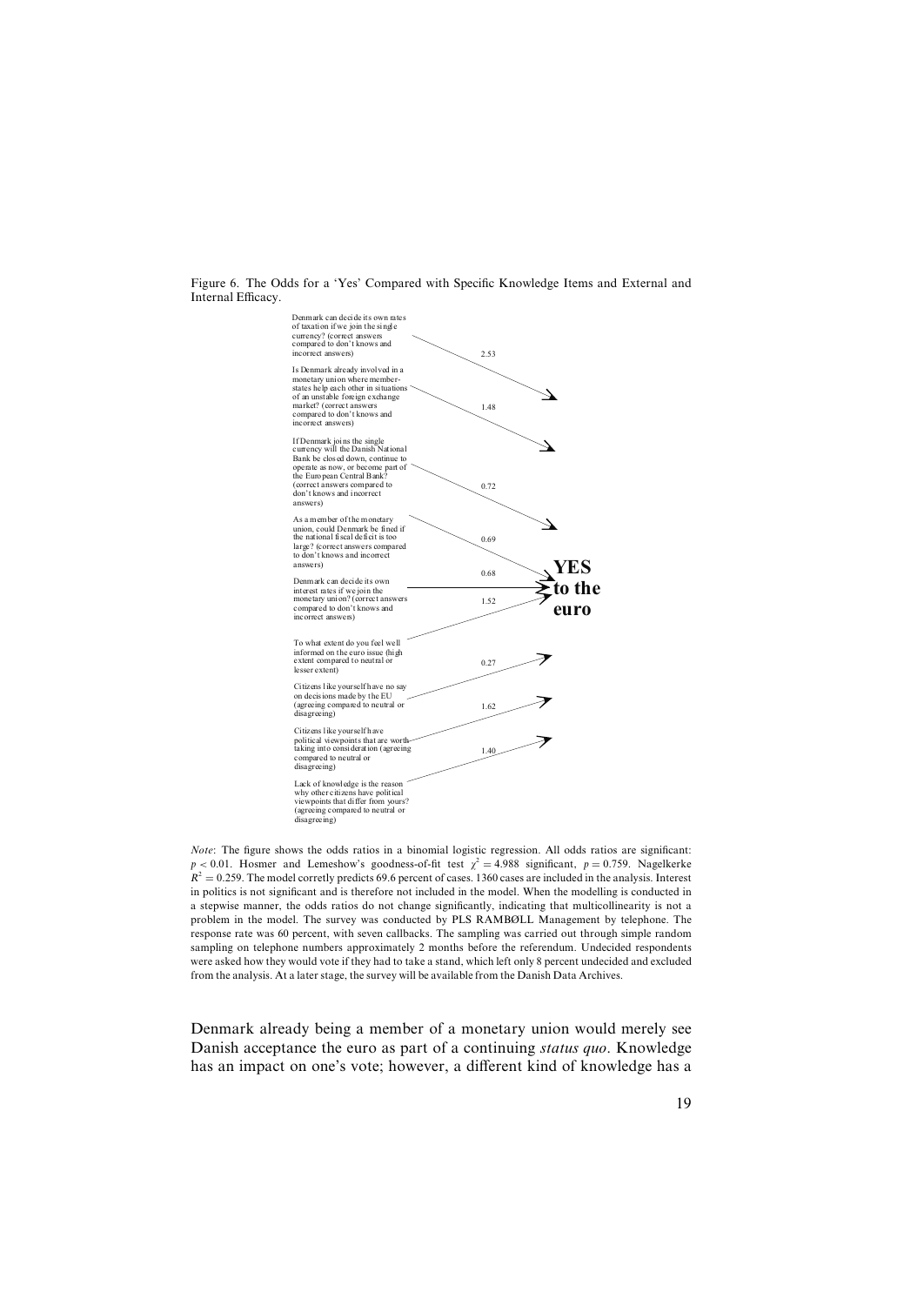Figure 6. The Odds for a 'Yes' Compared with Specific Knowledge Items and External and Internal Efficacy.

| Item | Odds ratio (→ YES to the euro) |
| --- | --- |
| Denmark can decide its own rates of taxation if we join the single currency? (correct answers compared to don't knows and incorrect answers) | 2.53 |
| Is Denmark already involved in a monetary union where member-states help each other in situations of an unstable foreign exchange market? (correct answers compared to don't knows and incorrect answers) | 1.48 |
| If Denmark joins the single currency will the Danish National Bank be closed down, continue to operate as now, or become part of the European Central Bank? (correct answers compared to don't knows and incorrect answers) | 0.72 |
| As a member of the monetary union, could Denmark be fined if the national fiscal deficit is too large? (correct answers compared to don't knows and incorrect answers) | 0.69 |
| Denmark can decide its own interest rates if we join the monetary union? (correct answers compared to don't knows and incorrect answers) | 0.68 |
| To what extent do you feel well informed on the euro issue (high extent compared to neutral or lesser extent) | 1.52 |
| Citizens like yourself have no say on decisions made by the EU (agreeing compared to neutral or disagreeing) | 0.27 |
| Citizens like yourself have political viewpoints that are worth taking into consideration (agreeing compared to neutral or disagreeing) | 1.62 |
| Lack of knowledge is the reason why other citizens have political viewpoints that differ from yours? (agreeing compared to neutral or disagreeing) | 1.40 |

**YES to the euro**

*Note*: The figure shows the odds ratios in a binomial logistic regression. All odds ratios are significant: $p < 0.01$. Hosmer and Lemeshow's goodness-of-fit test $\chi^2 = 4.988$ significant, $p = 0.759$. Nagelkerke $R^2 = 0.259$. The model corretly predicts 69.6 percent of cases. 1360 cases are included in the analysis. Interest in politics is not significant and is therefore not included in the model. When the modelling is conducted in a stepwise manner, the odds ratios do not change significantly, indicating that multicollinearity is not a problem in the model. The survey was conducted by PLS RAMBØLL Management by telephone. The response rate was 60 percent, with seven callbacks. The sampling was carried out through simple random sampling on telephone numbers approximately 2 months before the referendum. Undecided respondents were asked how they would vote if they had to take a stand, which left only 8 percent undecided and excluded from the analysis. At a later stage, the survey will be available from the Danish Data Archives.

Denmark already being a member of a monetary union would merely see Danish acceptance the euro as part of a continuing *status quo*. Knowledge has an impact on one's vote; however, a different kind of knowledge has a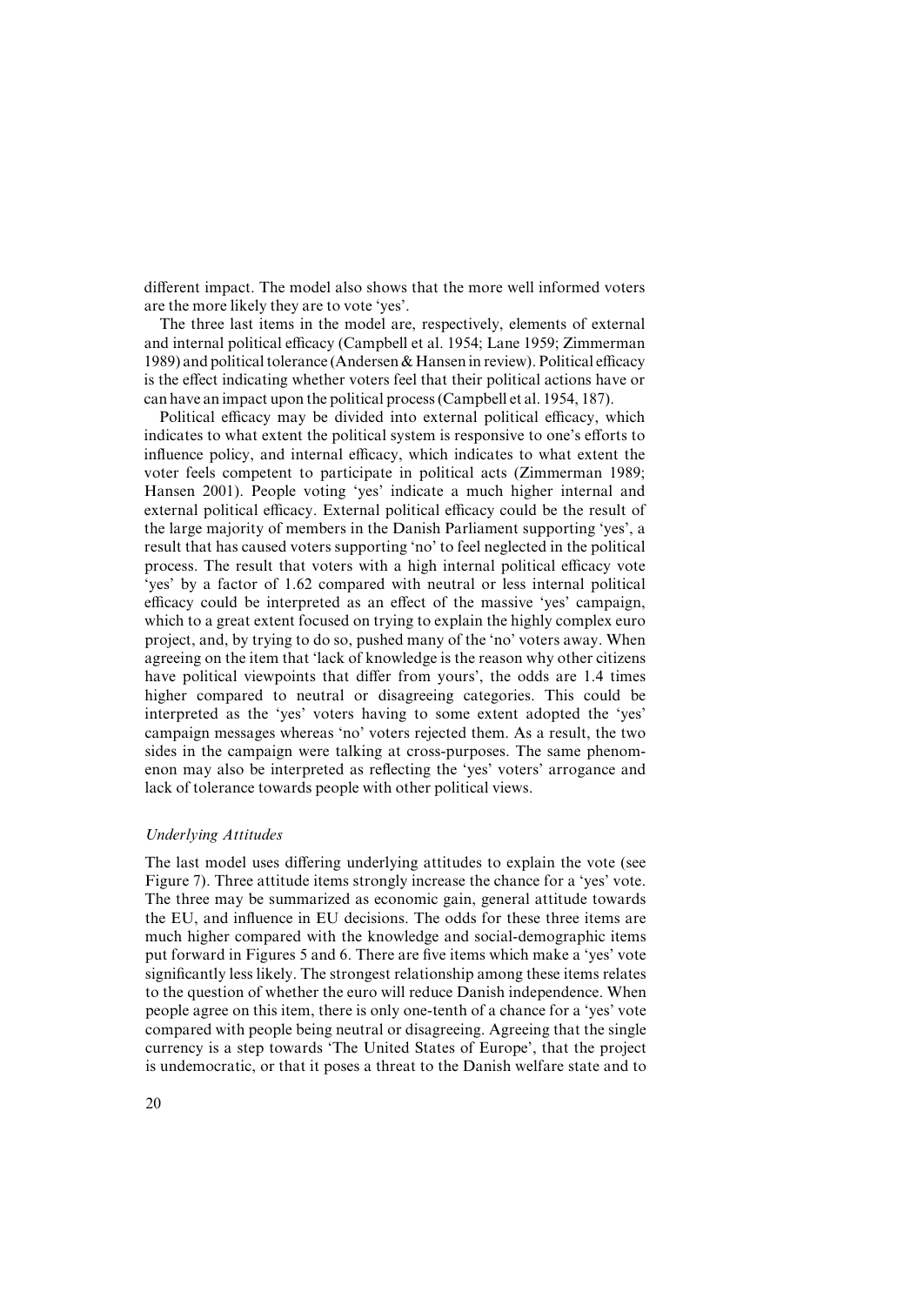different impact. The model also shows that the more well informed voters are the more likely they are to vote 'yes'.

The three last items in the model are, respectively, elements of external and internal political efficacy (Campbell et al. 1954; Lane 1959; Zimmerman 1989) and political tolerance (Andersen & Hansen in review). Political efficacy is the effect indicating whether voters feel that their political actions have or can have an impact upon the political process (Campbell et al. 1954, 187).

Political efficacy may be divided into external political efficacy, which indicates to what extent the political system is responsive to one's efforts to influence policy, and internal efficacy, which indicates to what extent the voter feels competent to participate in political acts (Zimmerman 1989; Hansen 2001). People voting 'yes' indicate a much higher internal and external political efficacy. External political efficacy could be the result of the large majority of members in the Danish Parliament supporting 'yes', a result that has caused voters supporting 'no' to feel neglected in the political process. The result that voters with a high internal political efficacy vote 'yes' by a factor of 1.62 compared with neutral or less internal political efficacy could be interpreted as an effect of the massive 'yes' campaign, which to a great extent focused on trying to explain the highly complex euro project, and, by trying to do so, pushed many of the 'no' voters away. When agreeing on the item that 'lack of knowledge is the reason why other citizens have political viewpoints that differ from yours', the odds are 1.4 times higher compared to neutral or disagreeing categories. This could be interpreted as the 'yes' voters having to some extent adopted the 'yes' campaign messages whereas 'no' voters rejected them. As a result, the two sides in the campaign were talking at cross-purposes. The same phenomenon may also be interpreted as reflecting the 'yes' voters' arrogance and lack of tolerance towards people with other political views.

### *Underlying Attitudes*

The last model uses differing underlying attitudes to explain the vote (see Figure 7). Three attitude items strongly increase the chance for a 'yes' vote. The three may be summarized as economic gain, general attitude towards the EU, and influence in EU decisions. The odds for these three items are much higher compared with the knowledge and social-demographic items put forward in Figures 5 and 6. There are five items which make a 'yes' vote significantly less likely. The strongest relationship among these items relates to the question of whether the euro will reduce Danish independence. When people agree on this item, there is only one-tenth of a chance for a 'yes' vote compared with people being neutral or disagreeing. Agreeing that the single currency is a step towards 'The United States of Europe', that the project is undemocratic, or that it poses a threat to the Danish welfare state and to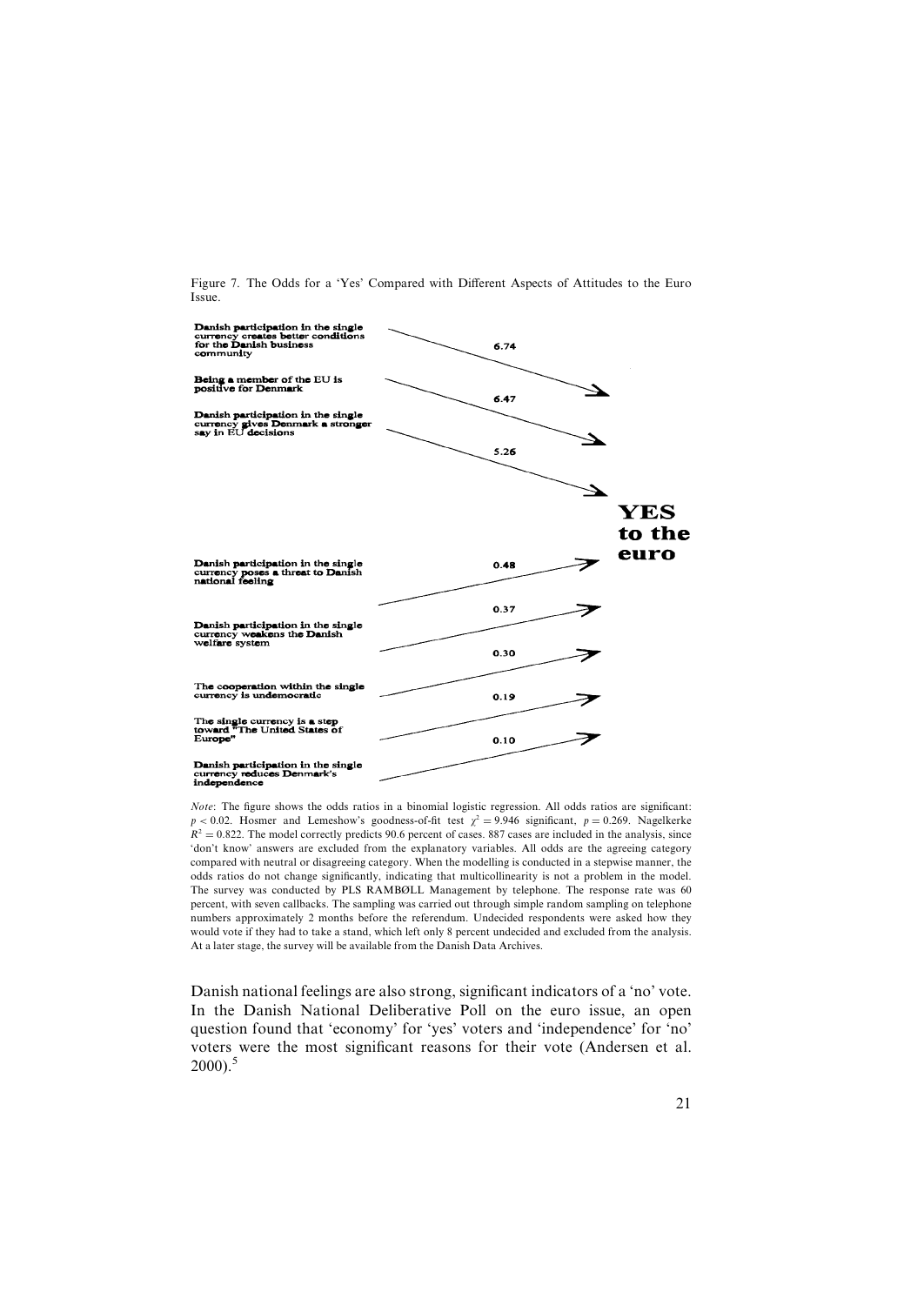Figure 7. The Odds for a 'Yes' Compared with Different Aspects of Attitudes to the Euro Issue.

| Statement | Odds ratio |
| --- | --- |
| Danish participation in the single currency creates better conditions for the Danish business community | 6.74 |
| Being a member of the EU is positive for Denmark | 6.47 |
| Danish participation in the single currency gives Denmark a stronger say in EU decisions | 5.26 |
| Danish participation in the single currency poses a threat to Danish national feeling | 0.48 |
| Danish participation in the single currency weakens the Danish welfare system | 0.37 |
| The cooperation within the single currency is undemocratic | 0.30 |
| The single currency is a step toward "The United States of Europe" | 0.19 |
| Danish participation in the single currency reduces Denmark's independence | 0.10 |

**YES to the euro**

*Note*: The figure shows the odds ratios in a binomial logistic regression. All odds ratios are significant: $p < 0.02$. Hosmer and Lemeshow's goodness-of-fit test $\chi^2 = 9.946$ significant, $p = 0.269$. Nagelkerke $R^2 = 0.822$. The model correctly predicts 90.6 percent of cases. 887 cases are included in the analysis, since 'don't know' answers are excluded from the explanatory variables. All odds are the agreeing category compared with neutral or disagreeing category. When the modelling is conducted in a stepwise manner, the odds ratios do not change significantly, indicating that multicollinearity is not a problem in the model. The survey was conducted by PLS RAMBØLL Management by telephone. The response rate was 60 percent, with seven callbacks. The sampling was carried out through simple random sampling on telephone numbers approximately 2 months before the referendum. Undecided respondents were asked how they would vote if they had to take a stand, which left only 8 percent undecided and excluded from the analysis. At a later stage, the survey will be available from the Danish Data Archives.

Danish national feelings are also strong, significant indicators of a 'no' vote. In the Danish National Deliberative Poll on the euro issue, an open question found that 'economy' for 'yes' voters and 'independence' for 'no' voters were the most significant reasons for their vote (Andersen et al. 2000).[5]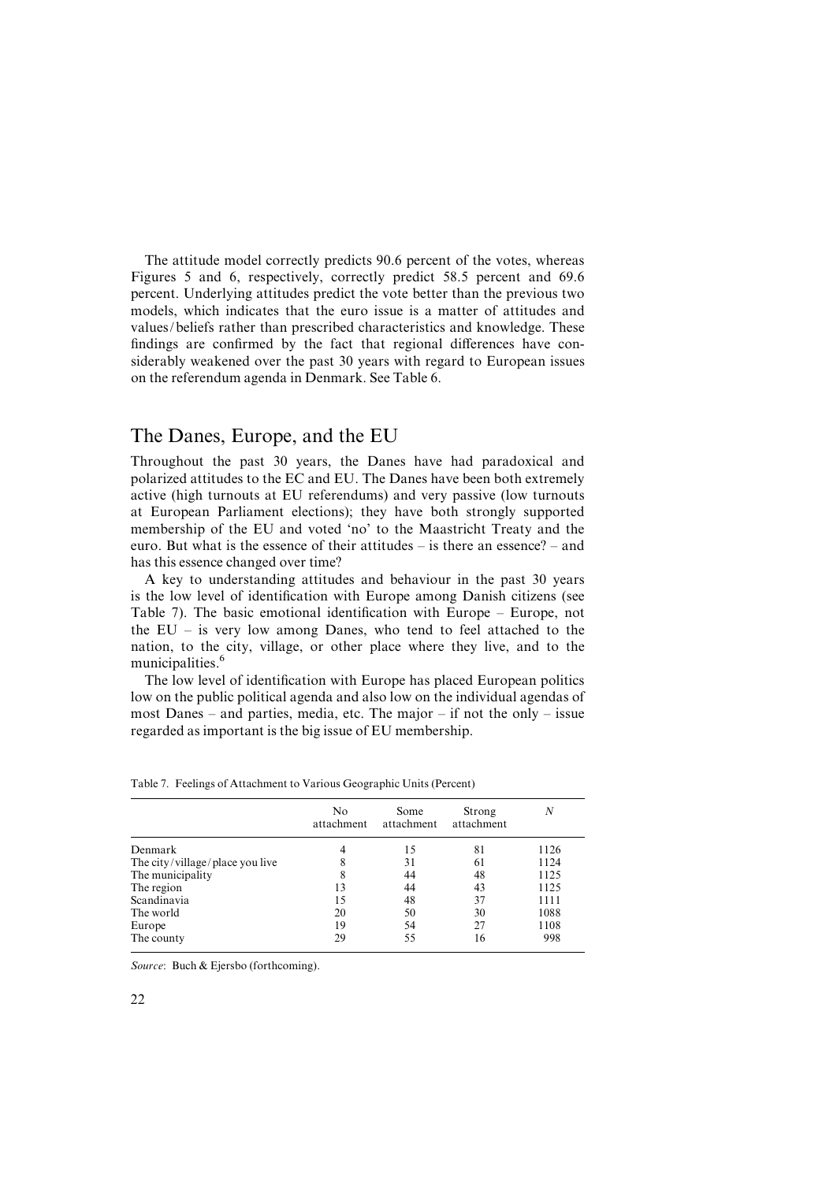The attitude model correctly predicts 90.6 percent of the votes, whereas Figures 5 and 6, respectively, correctly predict 58.5 percent and 69.6 percent. Underlying attitudes predict the vote better than the previous two models, which indicates that the euro issue is a matter of attitudes and values/beliefs rather than prescribed characteristics and knowledge. These findings are confirmed by the fact that regional differences have considerably weakened over the past 30 years with regard to European issues on the referendum agenda in Denmark. See Table 6.

## The Danes, Europe, and the EU

Throughout the past 30 years, the Danes have had paradoxical and polarized attitudes to the EC and EU. The Danes have been both extremely active (high turnouts at EU referendums) and very passive (low turnouts at European Parliament elections); they have both strongly supported membership of the EU and voted 'no' to the Maastricht Treaty and the euro. But what is the essence of their attitudes – is there an essence? – and has this essence changed over time?

A key to understanding attitudes and behaviour in the past 30 years is the low level of identification with Europe among Danish citizens (see Table 7). The basic emotional identification with Europe – Europe, not the EU – is very low among Danes, who tend to feel attached to the nation, to the city, village, or other place where they live, and to the municipalities.[6]

The low level of identification with Europe has placed European politics low on the public political agenda and also low on the individual agendas of most Danes – and parties, media, etc. The major – if not the only – issue regarded as important is the big issue of EU membership.

Table 7. Feelings of Attachment to Various Geographic Units (Percent)

| | No attachment | Some attachment | Strong attachment | *N* |
|---|---|---|---|---|
| Denmark | 4 | 15 | 81 | 1126 |
| The city/village/place you live | 8 | 31 | 61 | 1124 |
| The municipality | 8 | 44 | 48 | 1125 |
| The region | 13 | 44 | 43 | 1125 |
| Scandinavia | 15 | 48 | 37 | 1111 |
| The world | 20 | 50 | 30 | 1088 |
| Europe | 19 | 54 | 27 | 1108 |
| The county | 29 | 55 | 16 | 998 |

*Source*: Buch & Ejersbo (forthcoming).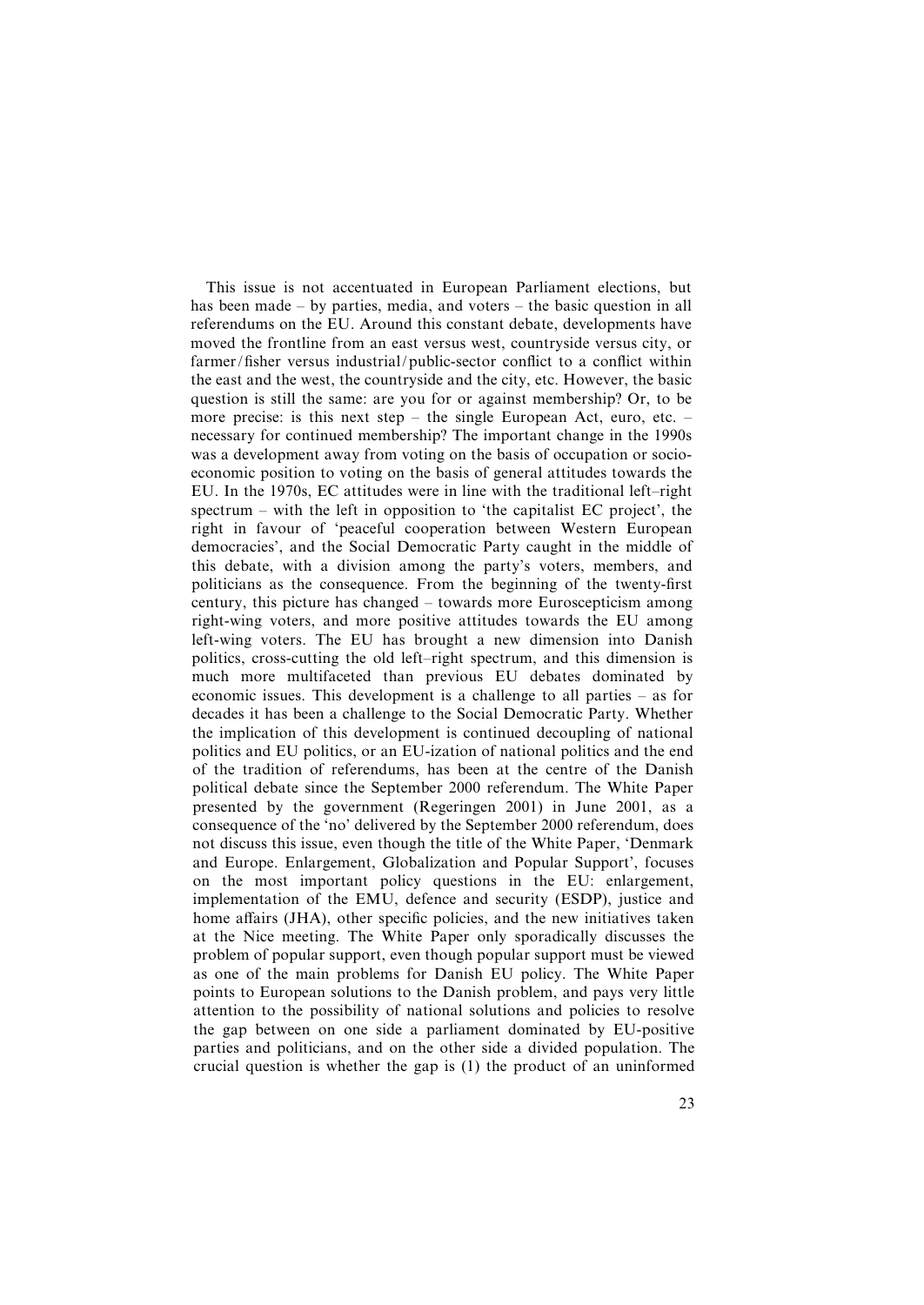This issue is not accentuated in European Parliament elections, but has been made – by parties, media, and voters – the basic question in all referendums on the EU. Around this constant debate, developments have moved the frontline from an east versus west, countryside versus city, or farmer/fisher versus industrial/public-sector conflict to a conflict within the east and the west, the countryside and the city, etc. However, the basic question is still the same: are you for or against membership? Or, to be more precise: is this next step – the single European Act, euro, etc. – necessary for continued membership? The important change in the 1990s was a development away from voting on the basis of occupation or socio-economic position to voting on the basis of general attitudes towards the EU. In the 1970s, EC attitudes were in line with the traditional left–right spectrum – with the left in opposition to 'the capitalist EC project', the right in favour of 'peaceful cooperation between Western European democracies', and the Social Democratic Party caught in the middle of this debate, with a division among the party's voters, members, and politicians as the consequence. From the beginning of the twenty-first century, this picture has changed – towards more Euroscepticism among right-wing voters, and more positive attitudes towards the EU among left-wing voters. The EU has brought a new dimension into Danish politics, cross-cutting the old left–right spectrum, and this dimension is much more multifaceted than previous EU debates dominated by economic issues. This development is a challenge to all parties – as for decades it has been a challenge to the Social Democratic Party. Whether the implication of this development is continued decoupling of national politics and EU politics, or an EU-ization of national politics and the end of the tradition of referendums, has been at the centre of the Danish political debate since the September 2000 referendum. The White Paper presented by the government (Regeringen 2001) in June 2001, as a consequence of the 'no' delivered by the September 2000 referendum, does not discuss this issue, even though the title of the White Paper, 'Denmark and Europe. Enlargement, Globalization and Popular Support', focuses on the most important policy questions in the EU: enlargement, implementation of the EMU, defence and security (ESDP), justice and home affairs (JHA), other specific policies, and the new initiatives taken at the Nice meeting. The White Paper only sporadically discusses the problem of popular support, even though popular support must be viewed as one of the main problems for Danish EU policy. The White Paper points to European solutions to the Danish problem, and pays very little attention to the possibility of national solutions and policies to resolve the gap between on one side a parliament dominated by EU-positive parties and politicians, and on the other side a divided population. The crucial question is whether the gap is (1) the product of an uninformed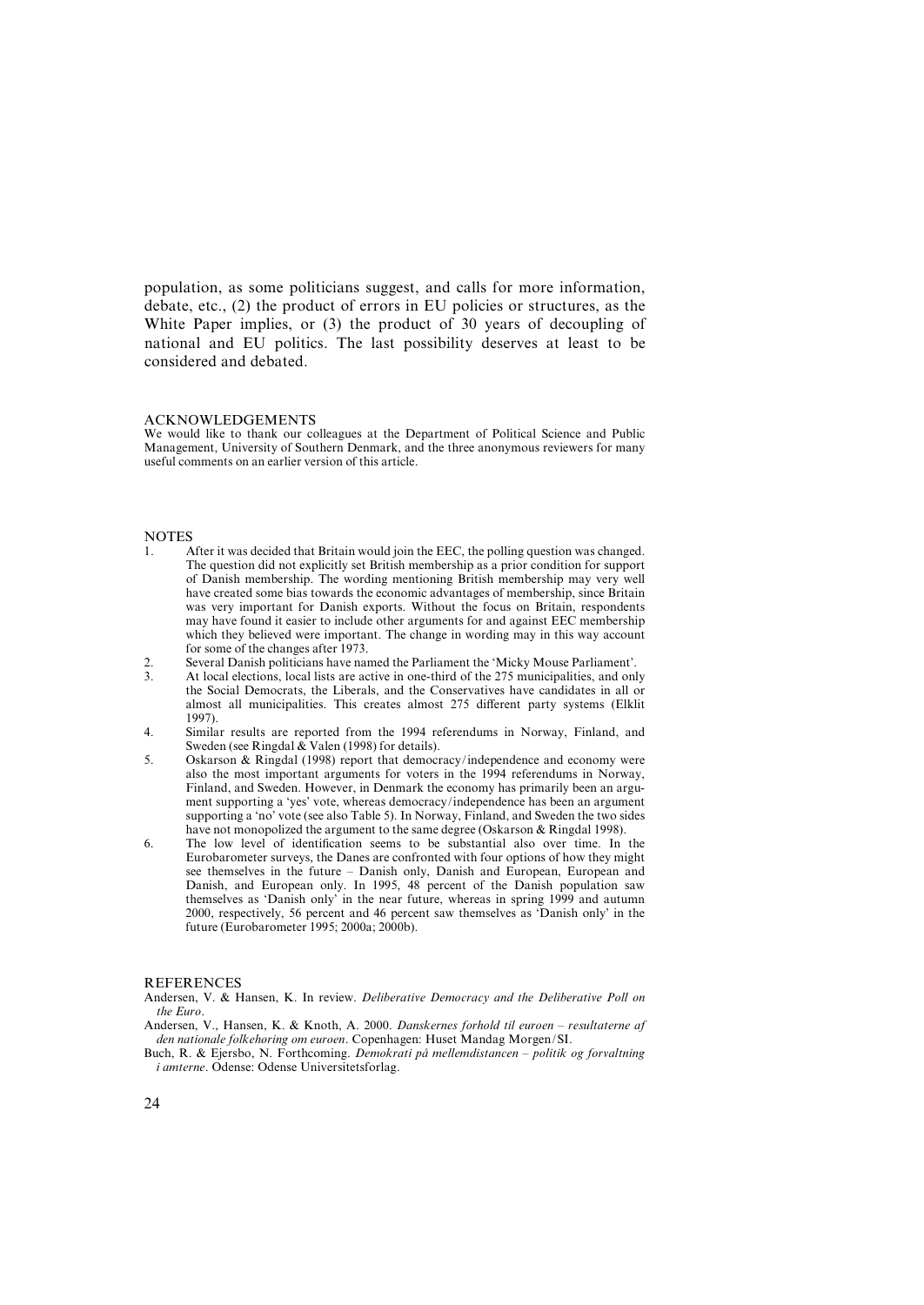population, as some politicians suggest, and calls for more information, debate, etc., (2) the product of errors in EU policies or structures, as the White Paper implies, or (3) the product of 30 years of decoupling of national and EU politics. The last possibility deserves at least to be considered and debated.

## ACKNOWLEDGEMENTS

We would like to thank our colleagues at the Department of Political Science and Public Management, University of Southern Denmark, and the three anonymous reviewers for many useful comments on an earlier version of this article.

## NOTES

1. After it was decided that Britain would join the EEC, the polling question was changed. The question did not explicitly set British membership as a prior condition for support of Danish membership. The wording mentioning British membership may very well have created some bias towards the economic advantages of membership, since Britain was very important for Danish exports. Without the focus on Britain, respondents may have found it easier to include other arguments for and against EEC membership which they believed were important. The change in wording may in this way account for some of the changes after 1973.
2. Several Danish politicians have named the Parliament the 'Micky Mouse Parliament'.
3. At local elections, local lists are active in one-third of the 275 municipalities, and only the Social Democrats, the Liberals, and the Conservatives have candidates in all or almost all municipalities. This creates almost 275 different party systems (Elklit 1997).
4. Similar results are reported from the 1994 referendums in Norway, Finland, and Sweden (see Ringdal & Valen (1998) for details).
5. Oskarson & Ringdal (1998) report that democracy/independence and economy were also the most important arguments for voters in the 1994 referendums in Norway, Finland, and Sweden. However, in Denmark the economy has primarily been an argument supporting a 'yes' vote, whereas democracy/independence has been an argument supporting a 'no' vote (see also Table 5). In Norway, Finland, and Sweden the two sides have not monopolized the argument to the same degree (Oskarson & Ringdal 1998).
6. The low level of identification seems to be substantial also over time. In the Eurobarometer surveys, the Danes are confronted with four options of how they might see themselves in the future – Danish only, Danish and European, European and Danish, and European only. In 1995, 48 percent of the Danish population saw themselves as 'Danish only' in the near future, whereas in spring 1999 and autumn 2000, respectively, 56 percent and 46 percent saw themselves as 'Danish only' in the future (Eurobarometer 1995; 2000a; 2000b).

## REFERENCES

Andersen, V. & Hansen, K. In review. *Deliberative Democracy and the Deliberative Poll on the Euro*.

Andersen, V., Hansen, K. & Knoth, A. 2000. *Danskernes forhold til euroen – resultaterne af den nationale folkehøring om euroen*. Copenhagen: Huset Mandag Morgen/SI.

Buch, R. & Ejersbo, N. Forthcoming. *Demokrati på mellemdistancen – politik og forvaltning i amterne*. Odense: Odense Universitetsforlag.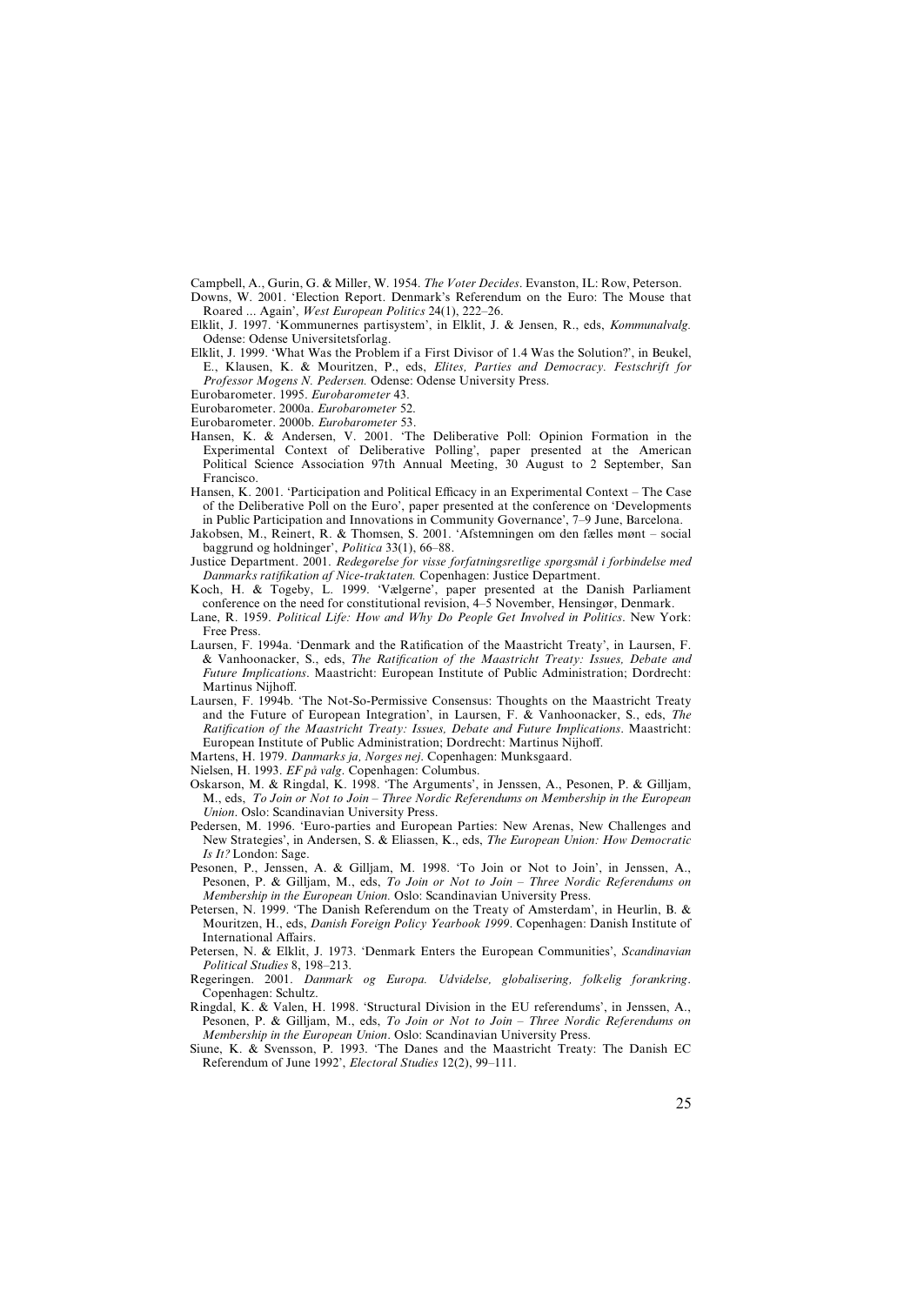Campbell, A., Gurin, G. & Miller, W. 1954. *The Voter Decides*. Evanston, IL: Row, Peterson.

Downs, W. 2001. 'Election Report. Denmark's Referendum on the Euro: The Mouse that Roared ... Again', *West European Politics* 24(1), 222–26.

Elklit, J. 1997. 'Kommunernes partisystem', in Elklit, J. & Jensen, R., eds, *Kommunalvalg.* Odense: Odense Universitetsforlag.

Elklit, J. 1999. 'What Was the Problem if a First Divisor of 1.4 Was the Solution?', in Beukel, E., Klausen, K. & Mouritzen, P., eds, *Elites, Parties and Democracy. Festschrift for Professor Mogens N. Pedersen.* Odense: Odense University Press.

Eurobarometer. 1995. *Eurobarometer* 43.

Eurobarometer. 2000a. *Eurobarometer* 52.

Eurobarometer. 2000b. *Eurobarometer* 53.

Hansen, K. & Andersen, V. 2001. 'The Deliberative Poll: Opinion Formation in the Experimental Context of Deliberative Polling', paper presented at the American Political Science Association 97th Annual Meeting, 30 August to 2 September, San Francisco.

Hansen, K. 2001. 'Participation and Political Efficacy in an Experimental Context – The Case of the Deliberative Poll on the Euro', paper presented at the conference on 'Developments in Public Participation and Innovations in Community Governance', 7–9 June, Barcelona.

Jakobsen, M., Reinert, R. & Thomsen, S. 2001. 'Afstemningen om den fælles mønt – social baggrund og holdninger', *Politica* 33(1), 66–88.

Justice Department. 2001. *Redegørelse for visse forfatningsretlige spørgsmål i forbindelse med Danmarks ratifikation af Nice-traktaten.* Copenhagen: Justice Department.

Koch, H. & Togeby, L. 1999. 'Vælgerne', paper presented at the Danish Parliament conference on the need for constitutional revision, 4–5 November, Hensingør, Denmark.

Lane, R. 1959. *Political Life: How and Why Do People Get Involved in Politics*. New York: Free Press.

Laursen, F. 1994a. 'Denmark and the Ratification of the Maastricht Treaty', in Laursen, F. & Vanhoonacker, S., eds, *The Ratification of the Maastricht Treaty: Issues, Debate and Future Implications*. Maastricht: European Institute of Public Administration; Dordrecht: Martinus Nijhoff.

Laursen, F. 1994b. 'The Not-So-Permissive Consensus: Thoughts on the Maastricht Treaty and the Future of European Integration', in Laursen, F. & Vanhoonacker, S., eds, *The Ratification of the Maastricht Treaty: Issues, Debate and Future Implications*. Maastricht: European Institute of Public Administration; Dordrecht: Martinus Nijhoff.

Martens, H. 1979. *Danmarks ja, Norges nej*. Copenhagen: Munksgaard.

Nielsen, H. 1993. *EF på valg*. Copenhagen: Columbus.

Oskarson, M. & Ringdal, K. 1998. 'The Arguments', in Jenssen, A., Pesonen, P. & Gilljam, M., eds, *To Join or Not to Join – Three Nordic Referendums on Membership in the European Union*. Oslo: Scandinavian University Press.

Pedersen, M. 1996. 'Euro-parties and European Parties: New Arenas, New Challenges and New Strategies', in Andersen, S. & Eliassen, K., eds, *The European Union: How Democratic Is It?* London: Sage.

Pesonen, P., Jenssen, A. & Gilljam, M. 1998. 'To Join or Not to Join', in Jenssen, A., Pesonen, P. & Gilljam, M., eds, *To Join or Not to Join – Three Nordic Referendums on Membership in the European Union.* Oslo: Scandinavian University Press.

Petersen, N. 1999. 'The Danish Referendum on the Treaty of Amsterdam', in Heurlin, B. & Mouritzen, H., eds, *Danish Foreign Policy Yearbook 1999*. Copenhagen: Danish Institute of International Affairs.

Petersen, N. & Elklit, J. 1973. 'Denmark Enters the European Communities', *Scandinavian Political Studies* 8, 198–213.

Regeringen. 2001. *Danmark og Europa. Udvidelse, globalisering, folkelig forankring*. Copenhagen: Schultz.

Ringdal, K. & Valen, H. 1998. 'Structural Division in the EU referendums', in Jenssen, A., Pesonen, P. & Gilljam, M., eds, *To Join or Not to Join – Three Nordic Referendums on Membership in the European Union*. Oslo: Scandinavian University Press.

Siune, K. & Svensson, P. 1993. 'The Danes and the Maastricht Treaty: The Danish EC Referendum of June 1992', *Electoral Studies* 12(2), 99–111.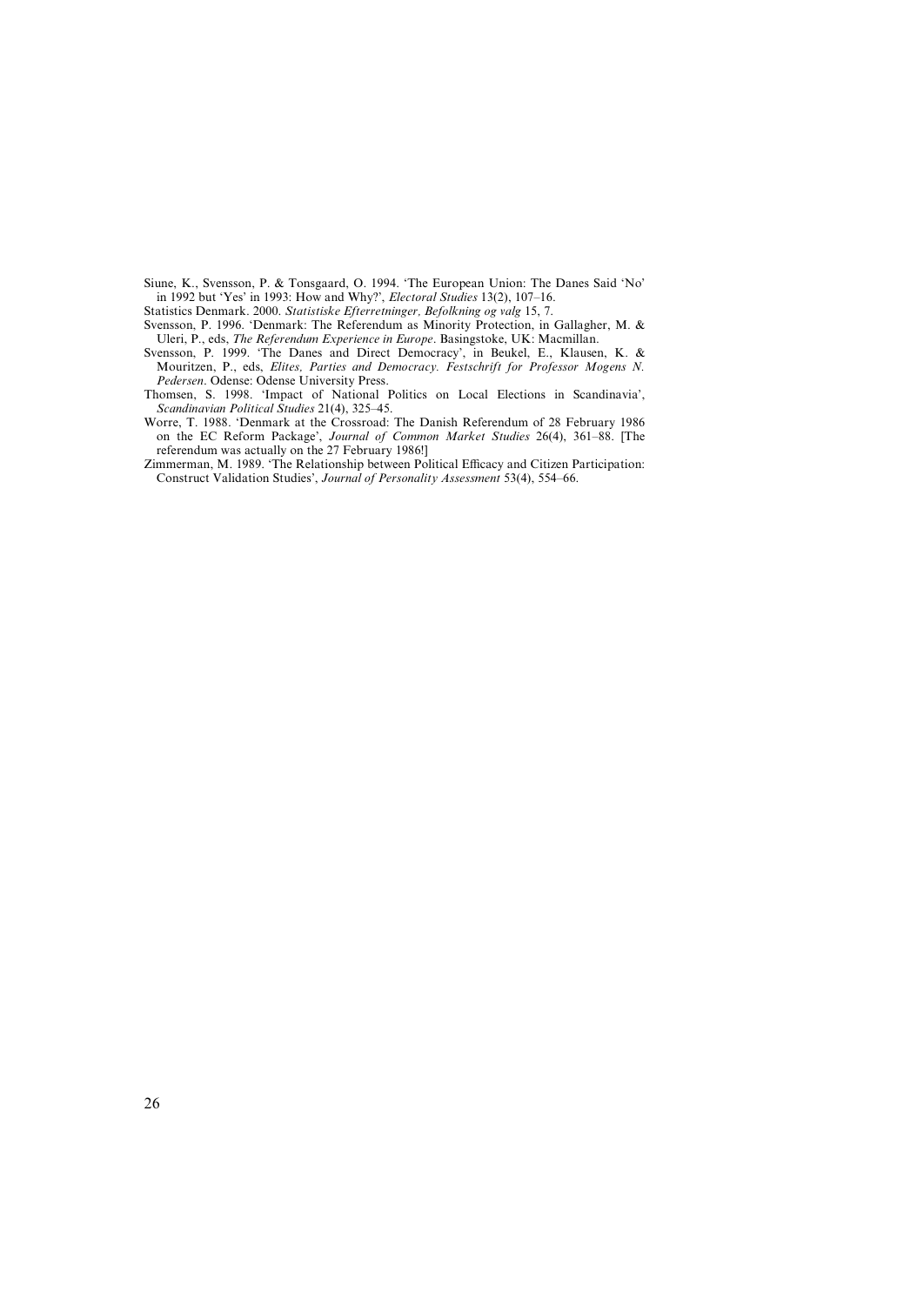Siune, K., Svensson, P. & Tonsgaard, O. 1994. 'The European Union: The Danes Said 'No' in 1992 but 'Yes' in 1993: How and Why?', *Electoral Studies* 13(2), 107–16.

Statistics Denmark. 2000. *Statistiske Efterretninger, Befolkning og valg* 15, 7.

Svensson, P. 1996. 'Denmark: The Referendum as Minority Protection, in Gallagher, M. & Uleri, P., eds, *The Referendum Experience in Europe*. Basingstoke, UK: Macmillan.

Svensson, P. 1999. 'The Danes and Direct Democracy', in Beukel, E., Klausen, K. & Mouritzen, P., eds, *Elites, Parties and Democracy. Festschrift for Professor Mogens N. Pedersen*. Odense: Odense University Press.

Thomsen, S. 1998. 'Impact of National Politics on Local Elections in Scandinavia', *Scandinavian Political Studies* 21(4), 325–45.

Worre, T. 1988. 'Denmark at the Crossroad: The Danish Referendum of 28 February 1986 on the EC Reform Package', *Journal of Common Market Studies* 26(4), 361–88. [The referendum was actually on the 27 February 1986!]

Zimmerman, M. 1989. 'The Relationship between Political Efficacy and Citizen Participation: Construct Validation Studies', *Journal of Personality Assessment* 53(4), 554–66.